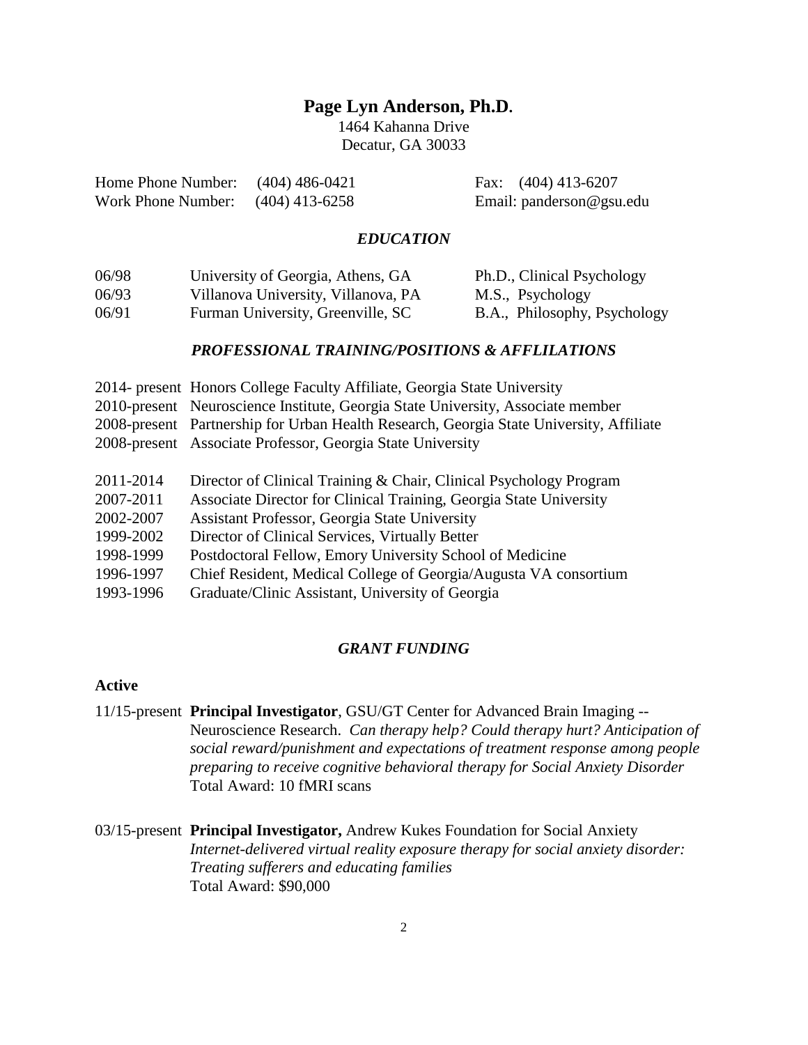# Page Lyn Anderson, Ph.D.

1464 Kahanna Drive
Decatur, GA 30033

Home Phone Number: (404) 486-0421
Work Phone Number: (404) 413-6258
Fax: (404) 413-6207
Email: panderson@gsu.edu

## *EDUCATION*

| | | |
|---|---|---|
| 06/98 | University of Georgia, Athens, GA | Ph.D., Clinical Psychology |
| 06/93 | Villanova University, Villanova, PA | M.S., Psychology |
| 06/91 | Furman University, Greenville, SC | B.A., Philosophy, Psychology |

## *PROFESSIONAL TRAINING/POSITIONS & AFFLILATIONS*

| | |
|---|---|
| 2014- present | Honors College Faculty Affiliate, Georgia State University |
| 2010-present | Neuroscience Institute, Georgia State University, Associate member |
| 2008-present | Partnership for Urban Health Research, Georgia State University, Affiliate |
| 2008-present | Associate Professor, Georgia State University |
| 2011-2014 | Director of Clinical Training & Chair, Clinical Psychology Program |
| 2007-2011 | Associate Director for Clinical Training, Georgia State University |
| 2002-2007 | Assistant Professor, Georgia State University |
| 1999-2002 | Director of Clinical Services, Virtually Better |
| 1998-1999 | Postdoctoral Fellow, Emory University School of Medicine |
| 1996-1997 | Chief Resident, Medical College of Georgia/Augusta VA consortium |
| 1993-1996 | Graduate/Clinic Assistant, University of Georgia |

## *GRANT FUNDING*

### Active

11/15-present **Principal Investigator**, GSU/GT Center for Advanced Brain Imaging -- Neuroscience Research. *Can therapy help? Could therapy hurt? Anticipation of social reward/punishment and expectations of treatment response among people preparing to receive cognitive behavioral therapy for Social Anxiety Disorder*
Total Award: 10 fMRI scans

03/15-present **Principal Investigator,** Andrew Kukes Foundation for Social Anxiety
*Internet-delivered virtual reality exposure therapy for social anxiety disorder: Treating sufferers and educating families*
Total Award: $90,000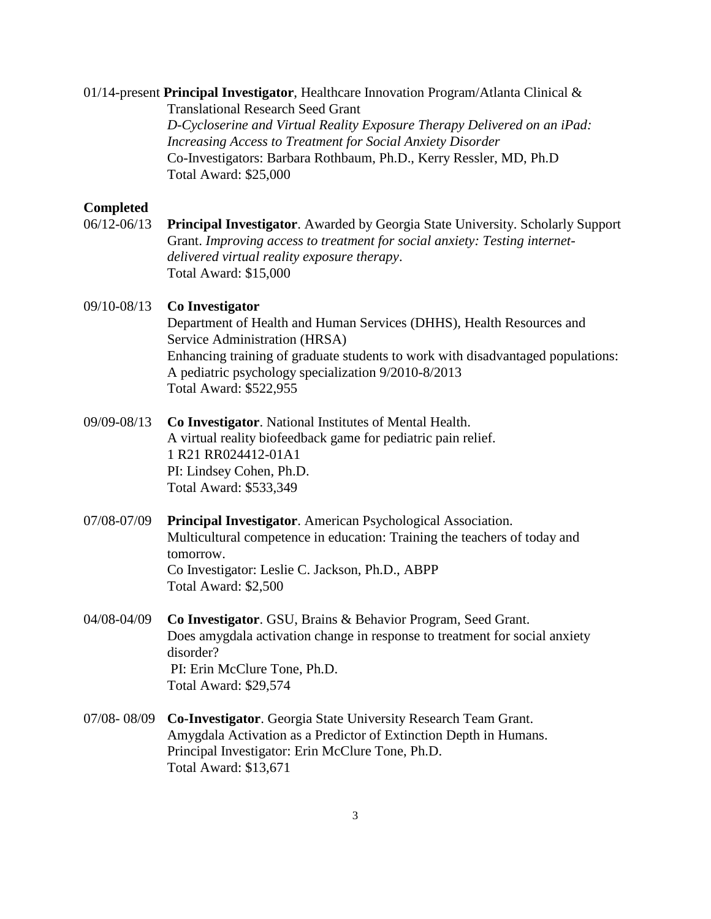01/14-present **Principal Investigator**, Healthcare Innovation Program/Atlanta Clinical & Translational Research Seed Grant
*D-Cycloserine and Virtual Reality Exposure Therapy Delivered on an iPad: Increasing Access to Treatment for Social Anxiety Disorder*
Co-Investigators: Barbara Rothbaum, Ph.D., Kerry Ressler, MD, Ph.D
Total Award: $25,000

**Completed**

06/12-06/13 **Principal Investigator**. Awarded by Georgia State University. Scholarly Support Grant. *Improving access to treatment for social anxiety: Testing internet-delivered virtual reality exposure therapy*.
Total Award: $15,000

09/10-08/13 **Co Investigator**
Department of Health and Human Services (DHHS), Health Resources and Service Administration (HRSA)
Enhancing training of graduate students to work with disadvantaged populations: A pediatric psychology specialization 9/2010-8/2013
Total Award: $522,955

09/09-08/13 **Co Investigator**. National Institutes of Mental Health.
A virtual reality biofeedback game for pediatric pain relief.
1 R21 RR024412-01A1
PI: Lindsey Cohen, Ph.D.
Total Award: $533,349

07/08-07/09 **Principal Investigator**. American Psychological Association.
Multicultural competence in education: Training the teachers of today and tomorrow.
Co Investigator: Leslie C. Jackson, Ph.D., ABPP
Total Award: $2,500

04/08-04/09 **Co Investigator**. GSU, Brains & Behavior Program, Seed Grant.
Does amygdala activation change in response to treatment for social anxiety disorder?
PI: Erin McClure Tone, Ph.D.
Total Award: $29,574

07/08- 08/09 **Co-Investigator**. Georgia State University Research Team Grant.
Amygdala Activation as a Predictor of Extinction Depth in Humans.
Principal Investigator: Erin McClure Tone, Ph.D.
Total Award: $13,671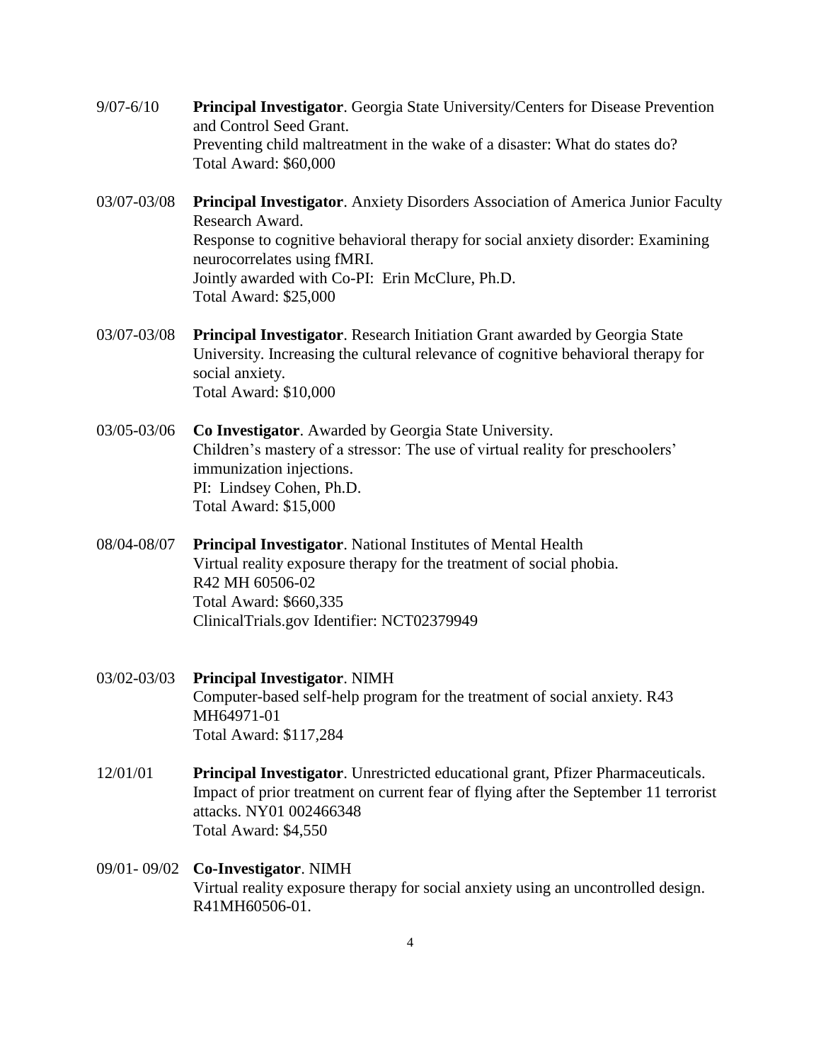9/07-6/10 **Principal Investigator**. Georgia State University/Centers for Disease Prevention and Control Seed Grant.
Preventing child maltreatment in the wake of a disaster: What do states do?
Total Award: $60,000

03/07-03/08 **Principal Investigator**. Anxiety Disorders Association of America Junior Faculty Research Award.
Response to cognitive behavioral therapy for social anxiety disorder: Examining neurocorrelates using fMRI.
Jointly awarded with Co-PI: Erin McClure, Ph.D.
Total Award: $25,000

03/07-03/08 **Principal Investigator**. Research Initiation Grant awarded by Georgia State University. Increasing the cultural relevance of cognitive behavioral therapy for social anxiety.
Total Award: $10,000

03/05-03/06 **Co Investigator**. Awarded by Georgia State University.
Children's mastery of a stressor: The use of virtual reality for preschoolers' immunization injections.
PI: Lindsey Cohen, Ph.D.
Total Award: $15,000

08/04-08/07 **Principal Investigator**. National Institutes of Mental Health
Virtual reality exposure therapy for the treatment of social phobia.
R42 MH 60506-02
Total Award: $660,335
ClinicalTrials.gov Identifier: NCT02379949

03/02-03/03 **Principal Investigator**. NIMH
Computer-based self-help program for the treatment of social anxiety. R43 MH64971-01
Total Award: $117,284

12/01/01 **Principal Investigator**. Unrestricted educational grant, Pfizer Pharmaceuticals.
Impact of prior treatment on current fear of flying after the September 11 terrorist attacks. NY01 002466348
Total Award: $4,550

09/01- 09/02 **Co-Investigator**. NIMH
Virtual reality exposure therapy for social anxiety using an uncontrolled design. R41MH60506-01.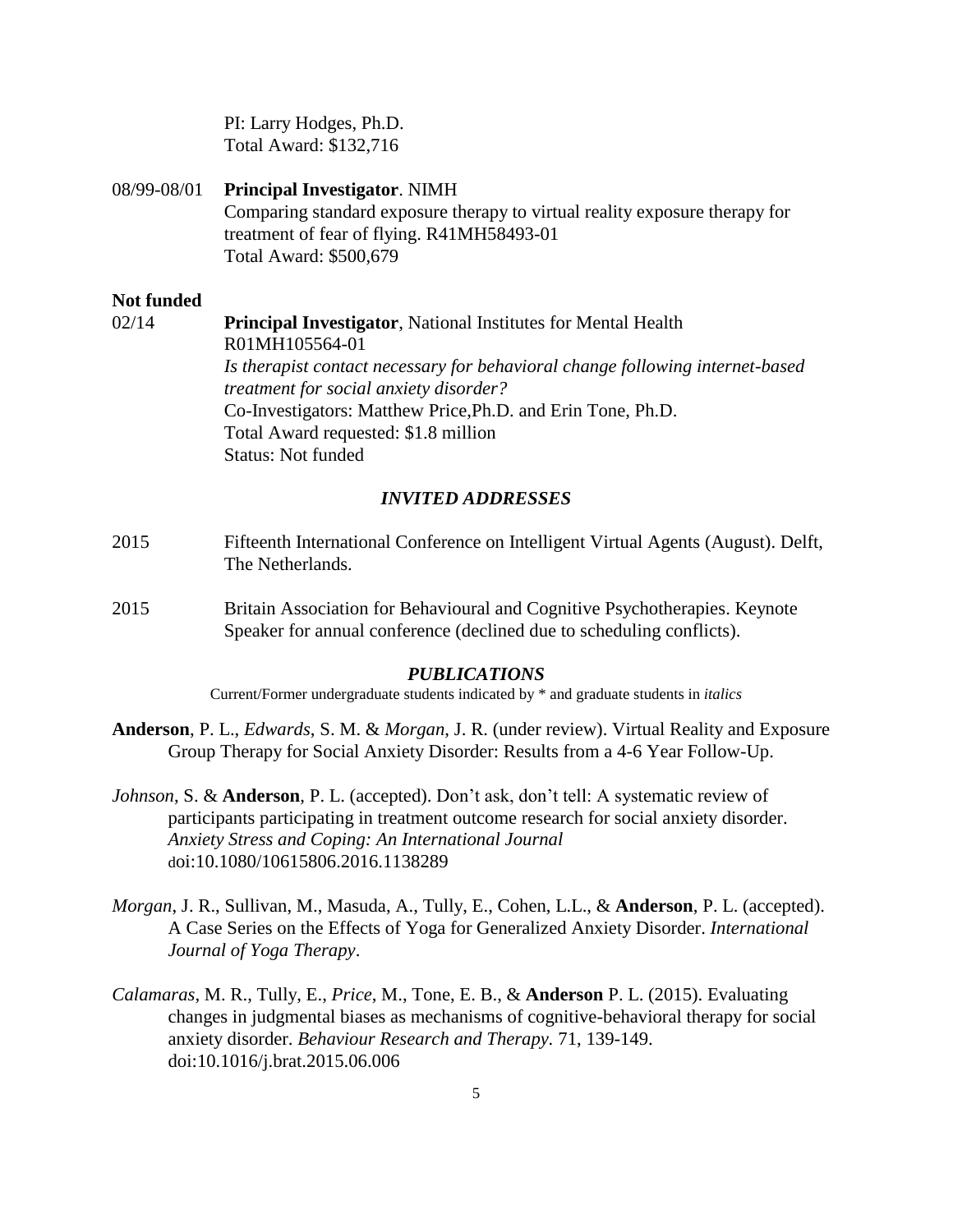PI: Larry Hodges, Ph.D.
Total Award: $132,716

08/99-08/01 **Principal Investigator**. NIMH
Comparing standard exposure therapy to virtual reality exposure therapy for treatment of fear of flying. R41MH58493-01
Total Award: $500,679

**Not funded**

02/14 **Principal Investigator**, National Institutes for Mental Health
R01MH105564-01
*Is therapist contact necessary for behavioral change following internet-based treatment for social anxiety disorder?*
Co-Investigators: Matthew Price,Ph.D. and Erin Tone, Ph.D.
Total Award requested: $1.8 million
Status: Not funded

## *INVITED ADDRESSES*

2015 Fifteenth International Conference on Intelligent Virtual Agents (August). Delft, The Netherlands.

2015 Britain Association for Behavioural and Cognitive Psychotherapies. Keynote Speaker for annual conference (declined due to scheduling conflicts).

## *PUBLICATIONS*

Current/Former undergraduate students indicated by * and graduate students in *italics*

**Anderson**, P. L., *Edwards*, S. M. & *Morgan*, J. R. (under review). Virtual Reality and Exposure Group Therapy for Social Anxiety Disorder: Results from a 4-6 Year Follow-Up.

*Johnson*, S. & **Anderson**, P. L. (accepted). Don't ask, don't tell: A systematic review of participants participating in treatment outcome research for social anxiety disorder. *Anxiety Stress and Coping: An International Journal* doi:10.1080/10615806.2016.1138289

*Morgan*, J. R., Sullivan, M., Masuda, A., Tully, E., Cohen, L.L., & **Anderson**, P. L. (accepted). A Case Series on the Effects of Yoga for Generalized Anxiety Disorder. *International Journal of Yoga Therapy*.

*Calamaras*, M. R., Tully, E., *Price*, M., Tone, E. B., & **Anderson** P. L. (2015). Evaluating changes in judgmental biases as mechanisms of cognitive-behavioral therapy for social anxiety disorder. *Behaviour Research and Therapy.* 71, 139-149. doi:10.1016/j.brat.2015.06.006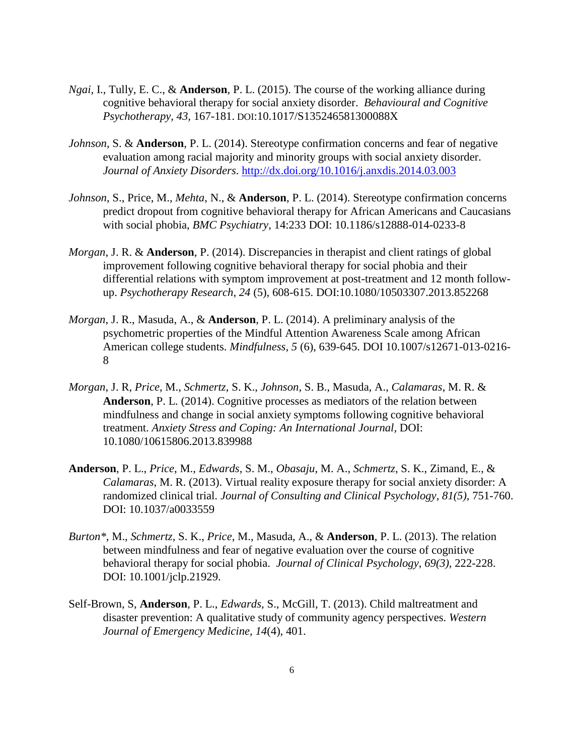*Ngai*, I., Tully, E. C., & **Anderson**, P. L. (2015). The course of the working alliance during cognitive behavioral therapy for social anxiety disorder. *Behavioural and Cognitive Psychotherapy, 43,* 167-181. DOI:10.1017/S135246581300088X

*Johnson*, S. & **Anderson**, P. L. (2014). Stereotype confirmation concerns and fear of negative evaluation among racial majority and minority groups with social anxiety disorder. *Journal of Anxiety Disorders*. http://dx.doi.org/10.1016/j.anxdis.2014.03.003

*Johnson*, S., Price, M., *Mehta*, N., & **Anderson**, P. L. (2014). Stereotype confirmation concerns predict dropout from cognitive behavioral therapy for African Americans and Caucasians with social phobia, *BMC Psychiatry*, 14:233 DOI: 10.1186/s12888-014-0233-8

*Morgan*, J. R. & **Anderson**, P. (2014). Discrepancies in therapist and client ratings of global improvement following cognitive behavioral therapy for social phobia and their differential relations with symptom improvement at post-treatment and 12 month follow-up. *Psychotherapy Research, 24* (5), 608-615. DOI:10.1080/10503307.2013.852268

*Morgan*, J. R., Masuda, A., & **Anderson**, P. L. (2014). A preliminary analysis of the psychometric properties of the Mindful Attention Awareness Scale among African American college students. *Mindfulness, 5* (6), 639-645. DOI 10.1007/s12671-013-0216-8

*Morgan*, J. R, *Price*, M., *Schmertz*, S. K., *Johnson*, S. B., Masuda, A., *Calamaras*, M. R. & **Anderson**, P. L. (2014). Cognitive processes as mediators of the relation between mindfulness and change in social anxiety symptoms following cognitive behavioral treatment. *Anxiety Stress and Coping: An International Journal*, DOI: 10.1080/10615806.2013.839988

**Anderson**, P. L., *Price*, M., *Edwards*, S. M., *Obasaju*, M. A., *Schmertz*, S. K., Zimand, E., & *Calamaras*, M. R. (2013). Virtual reality exposure therapy for social anxiety disorder: A randomized clinical trial. *Journal of Consulting and Clinical Psychology, 81(5),* 751-760. DOI: 10.1037/a0033559

*Burton**, M., *Schmertz*, S. K., *Price*, M., Masuda, A., & **Anderson**, P. L. (2013). The relation between mindfulness and fear of negative evaluation over the course of cognitive behavioral therapy for social phobia. *Journal of Clinical Psychology, 69(3),* 222-228. DOI: 10.1001/jclp.21929.

Self-Brown, S, **Anderson**, P. L., *Edwards*, S., McGill, T. (2013). Child maltreatment and disaster prevention: A qualitative study of community agency perspectives. *Western Journal of Emergency Medicine*, *14*(4), 401.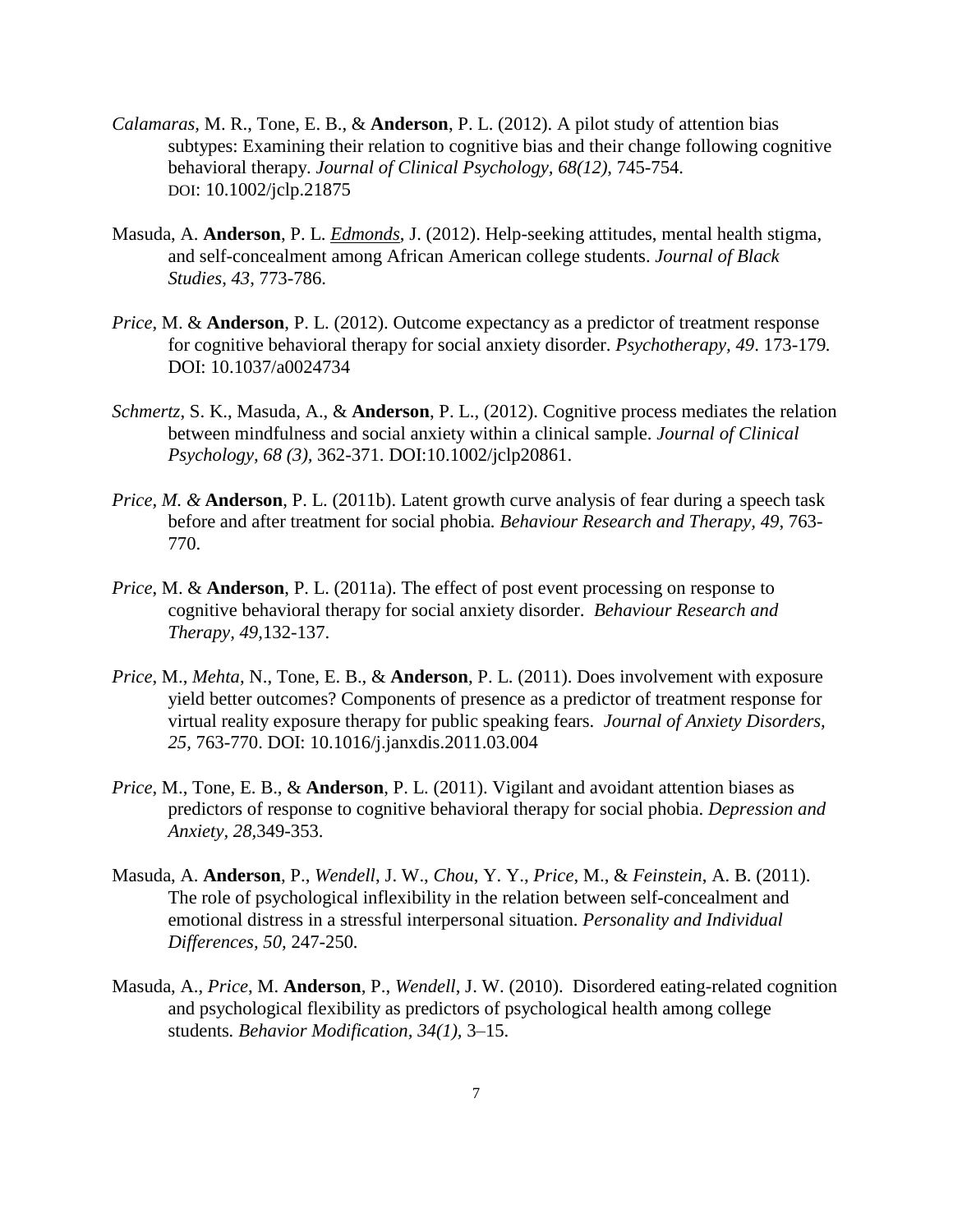*Calamaras*, M. R., Tone, E. B., & **Anderson**, P. L. (2012). A pilot study of attention bias subtypes: Examining their relation to cognitive bias and their change following cognitive behavioral therapy. *Journal of Clinical Psychology, 68(12)*, 745-754. DOI: 10.1002/jclp.21875

Masuda, A. **Anderson**, P. L. *Edmonds*, J. (2012). Help-seeking attitudes, mental health stigma, and self-concealment among African American college students. *Journal of Black Studies*, *43*, 773-786.

*Price*, M. & **Anderson**, P. L. (2012). Outcome expectancy as a predictor of treatment response for cognitive behavioral therapy for social anxiety disorder. *Psychotherapy, 49*. 173-179. DOI: 10.1037/a0024734

*Schmertz*, S. K., Masuda, A., & **Anderson**, P. L., (2012). Cognitive process mediates the relation between mindfulness and social anxiety within a clinical sample. *Journal of Clinical Psychology, 68 (3),* 362-371. DOI:10.1002/jclp20861.

*Price, M. &* **Anderson**, P. L. (2011b). Latent growth curve analysis of fear during a speech task before and after treatment for social phobia*. Behaviour Research and Therapy, 49*, 763-770.

*Price*, M. & **Anderson**, P. L. (2011a). The effect of post event processing on response to cognitive behavioral therapy for social anxiety disorder. *Behaviour Research and Therapy, 49,*132-137.

*Price*, M., *Mehta*, N., Tone, E. B., & **Anderson**, P. L. (2011). Does involvement with exposure yield better outcomes? Components of presence as a predictor of treatment response for virtual reality exposure therapy for public speaking fears. *Journal of Anxiety Disorders, 25,* 763-770. DOI: 10.1016/j.janxdis.2011.03.004

*Price*, M., Tone, E. B., & **Anderson**, P. L. (2011). Vigilant and avoidant attention biases as predictors of response to cognitive behavioral therapy for social phobia. *Depression and Anxiety, 28,*349-353.

Masuda, A. **Anderson**, P., *Wendell*, J. W., *Chou*, Y. Y., *Price*, M., & *Feinstein*, A. B. (2011). The role of psychological inflexibility in the relation between self-concealment and emotional distress in a stressful interpersonal situation. *Personality and Individual Differences, 50,* 247-250.

Masuda, A., *Price*, M. **Anderson**, P., *Wendell*, J. W. (2010). Disordered eating-related cognition and psychological flexibility as predictors of psychological health among college students*. Behavior Modification, 34(1),* 3–15.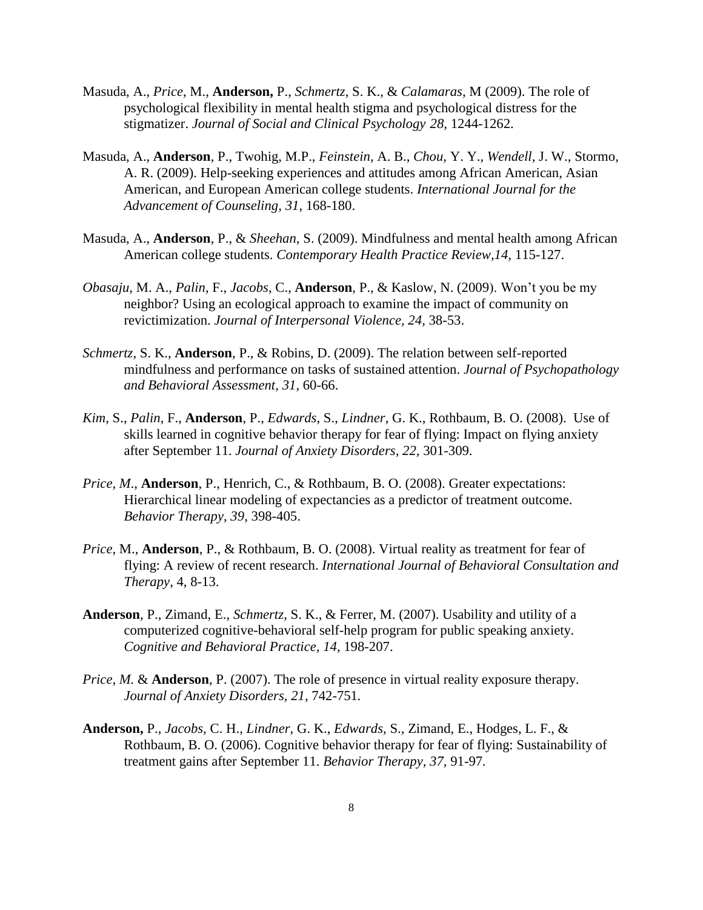Masuda, A., *Price*, M., **Anderson,** P., *Schmertz*, S. K., & *Calamaras*, M (2009). The role of psychological flexibility in mental health stigma and psychological distress for the stigmatizer. *Journal of Social and Clinical Psychology 28,* 1244-1262.

Masuda, A., **Anderson**, P., Twohig, M.P., *Feinstein*, A. B., *Chou*, Y. Y., *Wendell*, J. W., Stormo, A. R. (2009). Help-seeking experiences and attitudes among African American, Asian American, and European American college students. *International Journal for the Advancement of Counseling, 31*, 168-180.

Masuda, A., **Anderson**, P., & *Sheehan*, S. (2009). Mindfulness and mental health among African American college students. *Contemporary Health Practice Review,14,* 115-127.

*Obasaju*, M. A., *Palin*, F., *Jacobs*, C., **Anderson**, P., & Kaslow, N. (2009). Won't you be my neighbor? Using an ecological approach to examine the impact of community on revictimization. *Journal of Interpersonal Violence, 24*, 38-53.

*Schmertz*, S. K., **Anderson**, P., & Robins, D. (2009). The relation between self-reported mindfulness and performance on tasks of sustained attention. *Journal of Psychopathology and Behavioral Assessment, 31*, 60-66.

*Kim*, S., *Palin*, F., **Anderson**, P., *Edwards*, S., *Lindner*, G. K., Rothbaum, B. O. (2008). Use of skills learned in cognitive behavior therapy for fear of flying: Impact on flying anxiety after September 11. *Journal of Anxiety Disorders, 22*, 301-309.

*Price, M*., **Anderson**, P., Henrich, C., & Rothbaum, B. O. (2008). Greater expectations: Hierarchical linear modeling of expectancies as a predictor of treatment outcome. *Behavior Therapy*, *39*, 398-405.

*Price*, M., **Anderson**, P., & Rothbaum, B. O. (2008). Virtual reality as treatment for fear of flying: A review of recent research. *International Journal of Behavioral Consultation and Therapy*, 4, 8-13.

**Anderson**, P., Zimand, E., *Schmertz*, S. K., & Ferrer, M. (2007). Usability and utility of a computerized cognitive-behavioral self-help program for public speaking anxiety. *Cognitive and Behavioral Practice, 14*, 198-207.

*Price, M.* & **Anderson**, P. (2007). The role of presence in virtual reality exposure therapy. *Journal of Anxiety Disorders, 21,* 742-751.

**Anderson,** P., *Jacobs*, C. H., *Lindner*, G. K., *Edwards*, S., Zimand, E., Hodges, L. F., & Rothbaum, B. O. (2006). Cognitive behavior therapy for fear of flying: Sustainability of treatment gains after September 11. *Behavior Therapy, 37,* 91-97.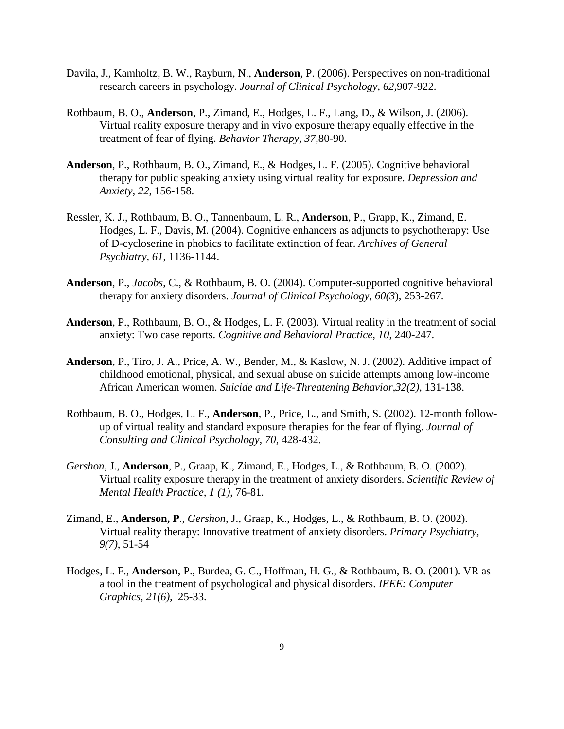Davila, J., Kamholtz, B. W., Rayburn, N., **Anderson**, P. (2006). Perspectives on non-traditional research careers in psychology. *Journal of Clinical Psychology, 62*,907-922.

Rothbaum, B. O., **Anderson**, P., Zimand, E., Hodges, L. F., Lang, D., & Wilson, J. (2006). Virtual reality exposure therapy and in vivo exposure therapy equally effective in the treatment of fear of flying. *Behavior Therapy, 37*,80-90.

**Anderson**, P., Rothbaum, B. O., Zimand, E., & Hodges, L. F. (2005). Cognitive behavioral therapy for public speaking anxiety using virtual reality for exposure. *Depression and Anxiety, 22*, 156-158.

Ressler, K. J., Rothbaum, B. O., Tannenbaum, L. R., **Anderson**, P., Grapp, K., Zimand, E. Hodges, L. F., Davis, M. (2004). Cognitive enhancers as adjuncts to psychotherapy: Use of D-cycloserine in phobics to facilitate extinction of fear. *Archives of General Psychiatry, 61*, 1136-1144.

**Anderson**, P., *Jacobs*, C., & Rothbaum, B. O. (2004). Computer-supported cognitive behavioral therapy for anxiety disorders. *Journal of Clinical Psychology, 60(3*), 253-267.

**Anderson**, P., Rothbaum, B. O., & Hodges, L. F. (2003). Virtual reality in the treatment of social anxiety: Two case reports. *Cognitive and Behavioral Practice, 10*, 240-247.

**Anderson**, P., Tiro, J. A., Price, A. W., Bender, M., & Kaslow, N. J. (2002). Additive impact of childhood emotional, physical, and sexual abuse on suicide attempts among low-income African American women. *Suicide and Life-Threatening Behavior,32(2)*, 131-138.

Rothbaum, B. O., Hodges, L. F., **Anderson**, P., Price, L., and Smith, S. (2002). 12-month follow-up of virtual reality and standard exposure therapies for the fear of flying. *Journal of Consulting and Clinical Psychology, 70*, 428-432.

*Gershon*, J., **Anderson**, P., Graap, K., Zimand, E., Hodges, L., & Rothbaum, B. O. (2002). Virtual reality exposure therapy in the treatment of anxiety disorders. *Scientific Review of Mental Health Practice, 1 (1)*, 76-81.

Zimand, E., **Anderson, P**., *Gershon*, J., Graap, K., Hodges, L., & Rothbaum, B. O. (2002). Virtual reality therapy: Innovative treatment of anxiety disorders. *Primary Psychiatry, 9(7)*, 51-54

Hodges, L. F., **Anderson**, P., Burdea, G. C., Hoffman, H. G., & Rothbaum, B. O. (2001). VR as a tool in the treatment of psychological and physical disorders. *IEEE: Computer Graphics, 21(6),* 25-33.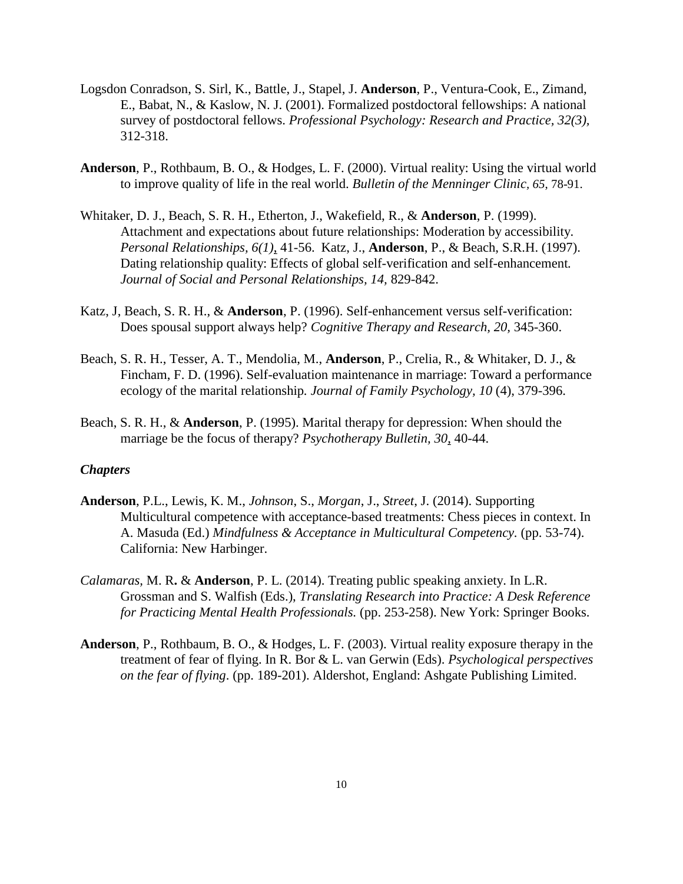Logsdon Conradson, S. Sirl, K., Battle, J., Stapel, J. **Anderson**, P., Ventura-Cook, E., Zimand, E., Babat, N., & Kaslow, N. J. (2001). Formalized postdoctoral fellowships: A national survey of postdoctoral fellows. *Professional Psychology: Research and Practice, 32(3),* 312-318.

**Anderson**, P., Rothbaum, B. O., & Hodges, L. F. (2000). Virtual reality: Using the virtual world to improve quality of life in the real world. *Bulletin of the Menninger Clinic, 65*, 78-91.

Whitaker, D. J., Beach, S. R. H., Etherton, J., Wakefield, R., & **Anderson**, P. (1999). Attachment and expectations about future relationships: Moderation by accessibility. *Personal Relationships, 6(1)*, 41-56. Katz, J., **Anderson**, P., & Beach, S.R.H. (1997). Dating relationship quality: Effects of global self-verification and self-enhancement. *Journal of Social and Personal Relationships, 14,* 829-842.

Katz, J, Beach, S. R. H., & **Anderson**, P. (1996). Self-enhancement versus self-verification: Does spousal support always help? *Cognitive Therapy and Research, 20*, 345-360.

Beach, S. R. H., Tesser, A. T., Mendolia, M., **Anderson**, P., Crelia, R., & Whitaker, D. J., & Fincham, F. D. (1996). Self-evaluation maintenance in marriage: Toward a performance ecology of the marital relationship. *Journal of Family Psychology, 10* (4), 379-396.

Beach, S. R. H., & **Anderson**, P. (1995). Marital therapy for depression: When should the marriage be the focus of therapy? *Psychotherapy Bulletin, 30*, 40-44.

***Chapters***

**Anderson**, P.L., Lewis, K. M., *Johnson*, S., *Morgan*, J., *Street*, J. (2014). Supporting Multicultural competence with acceptance-based treatments: Chess pieces in context. In A. Masuda (Ed.) *Mindfulness & Acceptance in Multicultural Competency.* (pp. 53-74). California: New Harbinger.

*Calamaras*, M. R**.** & **Anderson**, P. L. (2014). Treating public speaking anxiety. In L.R. Grossman and S. Walfish (Eds.), *Translating Research into Practice: A Desk Reference for Practicing Mental Health Professionals.* (pp. 253-258). New York: Springer Books.

**Anderson**, P., Rothbaum, B. O., & Hodges, L. F. (2003). Virtual reality exposure therapy in the treatment of fear of flying. In R. Bor & L. van Gerwin (Eds). *Psychological perspectives on the fear of flying*. (pp. 189-201). Aldershot, England: Ashgate Publishing Limited.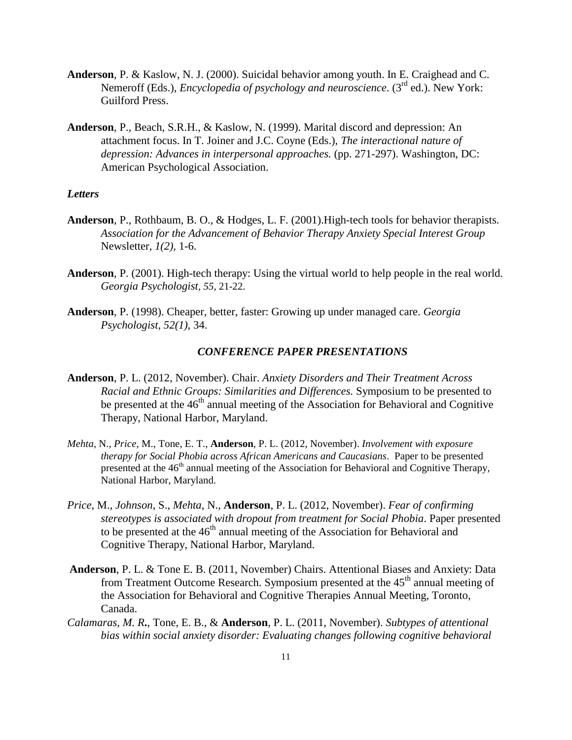**Anderson**, P. & Kaslow, N. J. (2000). Suicidal behavior among youth. In E. Craighead and C. Nemeroff (Eds.), *Encyclopedia of psychology and neuroscience*. (3rd ed.). New York: Guilford Press.

**Anderson**, P., Beach, S.R.H., & Kaslow, N. (1999). Marital discord and depression: An attachment focus. In T. Joiner and J.C. Coyne (Eds.), *The interactional nature of depression: Advances in interpersonal approaches.* (pp. 271-297). Washington, DC: American Psychological Association.

***Letters***

**Anderson**, P., Rothbaum, B. O., & Hodges, L. F. (2001).High-tech tools for behavior therapists. *Association for the Advancement of Behavior Therapy Anxiety Special Interest Group* Newsletter*, 1(2),* 1-6.

**Anderson**, P. (2001). High-tech therapy: Using the virtual world to help people in the real world. *Georgia Psychologist, 55,* 21-22.

**Anderson**, P. (1998). Cheaper, better, faster: Growing up under managed care. *Georgia Psychologist, 52(1),* 34.

### *CONFERENCE PAPER PRESENTATIONS*

**Anderson**, P. L. (2012, November). Chair. *Anxiety Disorders and Their Treatment Across Racial and Ethnic Groups: Similarities and Differences.* Symposium to be presented to be presented at the 46th annual meeting of the Association for Behavioral and Cognitive Therapy, National Harbor, Maryland.

*Mehta*, N., *Price*, M., Tone, E. T., **Anderson**, P. L. (2012, November). *Involvement with exposure therapy for Social Phobia across African Americans and Caucasians*. Paper to be presented presented at the 46th annual meeting of the Association for Behavioral and Cognitive Therapy, National Harbor, Maryland.

*Price*, M., *Johnson*, S., *Mehta*, N., **Anderson**, P. L. (2012, November). *Fear of confirming stereotypes is associated with dropout from treatment for Social Phobia*. Paper presented to be presented at the 46th annual meeting of the Association for Behavioral and Cognitive Therapy, National Harbor, Maryland.

**Anderson**, P. L. & Tone E. B. (2011, November) Chairs. Attentional Biases and Anxiety: Data from Treatment Outcome Research. Symposium presented at the 45th annual meeting of the Association for Behavioral and Cognitive Therapies Annual Meeting, Toronto, Canada.

*Calamaras, M. R.*, Tone, E. B., & **Anderson**, P. L. (2011, November). *Subtypes of attentional bias within social anxiety disorder: Evaluating changes following cognitive behavioral*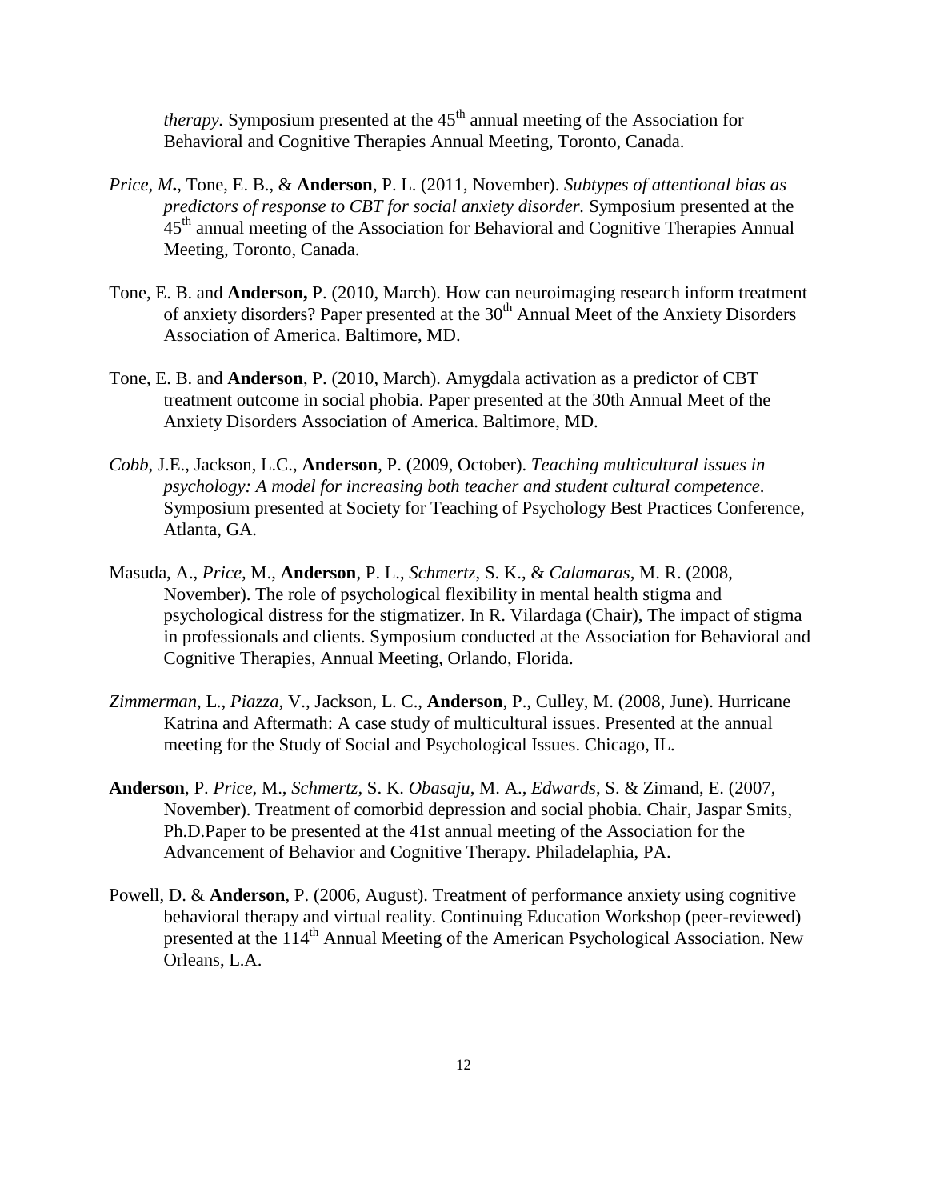*therapy.* Symposium presented at the 45th annual meeting of the Association for Behavioral and Cognitive Therapies Annual Meeting, Toronto, Canada.

*Price, M.*, Tone, E. B., & **Anderson**, P. L. (2011, November). *Subtypes of attentional bias as predictors of response to CBT for social anxiety disorder.* Symposium presented at the 45th annual meeting of the Association for Behavioral and Cognitive Therapies Annual Meeting, Toronto, Canada.

Tone, E. B. and **Anderson,** P. (2010, March). How can neuroimaging research inform treatment of anxiety disorders? Paper presented at the 30th Annual Meet of the Anxiety Disorders Association of America. Baltimore, MD.

Tone, E. B. and **Anderson**, P. (2010, March). Amygdala activation as a predictor of CBT treatment outcome in social phobia. Paper presented at the 30th Annual Meet of the Anxiety Disorders Association of America. Baltimore, MD.

*Cobb*, J.E., Jackson, L.C., **Anderson**, P. (2009, October). *Teaching multicultural issues in psychology: A model for increasing both teacher and student cultural competence*. Symposium presented at Society for Teaching of Psychology Best Practices Conference, Atlanta, GA.

Masuda, A., *Price*, M., **Anderson**, P. L., *Schmertz*, S. K., & *Calamaras*, M. R. (2008, November). The role of psychological flexibility in mental health stigma and psychological distress for the stigmatizer. In R. Vilardaga (Chair), The impact of stigma in professionals and clients. Symposium conducted at the Association for Behavioral and Cognitive Therapies, Annual Meeting, Orlando, Florida.

*Zimmerman*, L., *Piazza*, V., Jackson, L. C., **Anderson**, P., Culley, M. (2008, June). Hurricane Katrina and Aftermath: A case study of multicultural issues. Presented at the annual meeting for the Study of Social and Psychological Issues. Chicago, IL.

**Anderson**, P. *Price*, M., *Schmertz*, S. K. *Obasaju*, M. A., *Edwards*, S. & Zimand, E. (2007, November). Treatment of comorbid depression and social phobia. Chair, Jaspar Smits, Ph.D.Paper to be presented at the 41st annual meeting of the Association for the Advancement of Behavior and Cognitive Therapy. Philadelaphia, PA.

Powell, D. & **Anderson**, P. (2006, August). Treatment of performance anxiety using cognitive behavioral therapy and virtual reality. Continuing Education Workshop (peer-reviewed) presented at the 114th Annual Meeting of the American Psychological Association. New Orleans, L.A.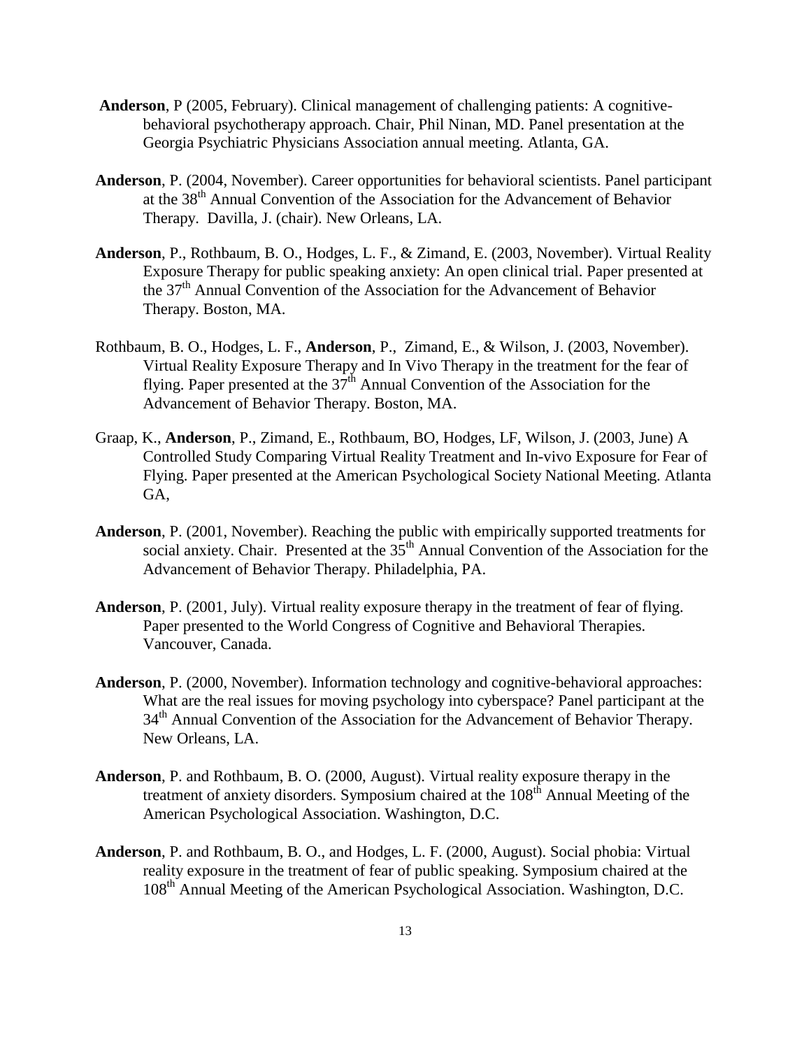**Anderson**, P (2005, February). Clinical management of challenging patients: A cognitive-behavioral psychotherapy approach. Chair, Phil Ninan, MD. Panel presentation at the Georgia Psychiatric Physicians Association annual meeting. Atlanta, GA.

**Anderson**, P. (2004, November). Career opportunities for behavioral scientists. Panel participant at the 38th Annual Convention of the Association for the Advancement of Behavior Therapy. Davilla, J. (chair). New Orleans, LA.

**Anderson**, P., Rothbaum, B. O., Hodges, L. F., & Zimand, E. (2003, November). Virtual Reality Exposure Therapy for public speaking anxiety: An open clinical trial. Paper presented at the 37th Annual Convention of the Association for the Advancement of Behavior Therapy. Boston, MA.

Rothbaum, B. O., Hodges, L. F., **Anderson**, P., Zimand, E., & Wilson, J. (2003, November). Virtual Reality Exposure Therapy and In Vivo Therapy in the treatment for the fear of flying. Paper presented at the 37th Annual Convention of the Association for the Advancement of Behavior Therapy. Boston, MA.

Graap, K., **Anderson**, P., Zimand, E., Rothbaum, BO, Hodges, LF, Wilson, J. (2003, June) A Controlled Study Comparing Virtual Reality Treatment and In-vivo Exposure for Fear of Flying. Paper presented at the American Psychological Society National Meeting. Atlanta GA,

**Anderson**, P. (2001, November). Reaching the public with empirically supported treatments for social anxiety. Chair. Presented at the 35th Annual Convention of the Association for the Advancement of Behavior Therapy. Philadelphia, PA.

**Anderson**, P. (2001, July). Virtual reality exposure therapy in the treatment of fear of flying. Paper presented to the World Congress of Cognitive and Behavioral Therapies. Vancouver, Canada.

**Anderson**, P. (2000, November). Information technology and cognitive-behavioral approaches: What are the real issues for moving psychology into cyberspace? Panel participant at the 34th Annual Convention of the Association for the Advancement of Behavior Therapy. New Orleans, LA.

**Anderson**, P. and Rothbaum, B. O. (2000, August). Virtual reality exposure therapy in the treatment of anxiety disorders. Symposium chaired at the 108th Annual Meeting of the American Psychological Association. Washington, D.C.

**Anderson**, P. and Rothbaum, B. O., and Hodges, L. F. (2000, August). Social phobia: Virtual reality exposure in the treatment of fear of public speaking. Symposium chaired at the 108th Annual Meeting of the American Psychological Association. Washington, D.C.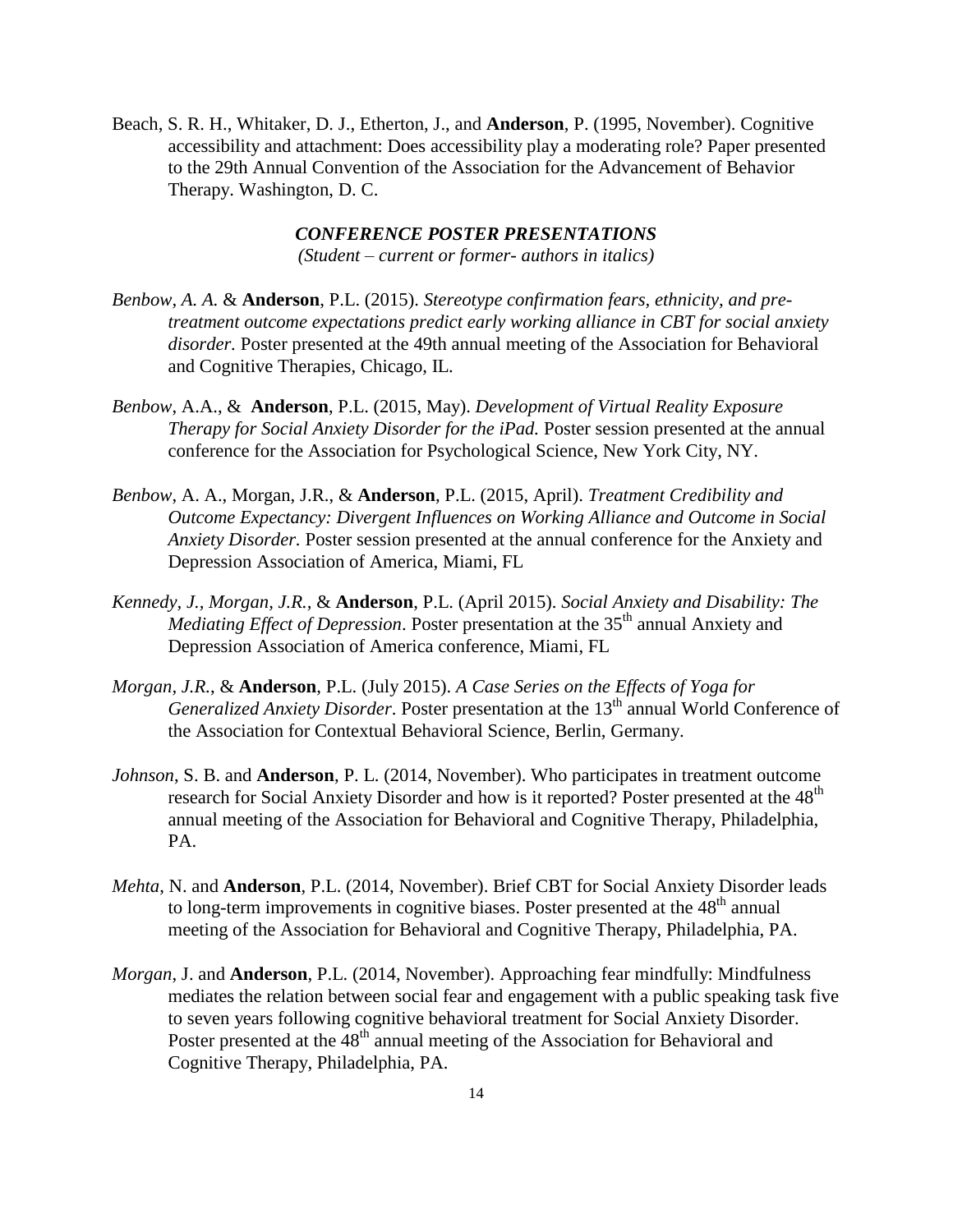Beach, S. R. H., Whitaker, D. J., Etherton, J., and **Anderson**, P. (1995, November). Cognitive accessibility and attachment: Does accessibility play a moderating role? Paper presented to the 29th Annual Convention of the Association for the Advancement of Behavior Therapy. Washington, D. C.

### *CONFERENCE POSTER PRESENTATIONS*

*(Student – current or former- authors in italics)*

*Benbow, A. A.* & **Anderson**, P.L. (2015). *Stereotype confirmation fears, ethnicity, and pre-treatment outcome expectations predict early working alliance in CBT for social anxiety disorder.* Poster presented at the 49th annual meeting of the Association for Behavioral and Cognitive Therapies, Chicago, IL.

*Benbow*, A.A., & **Anderson**, P.L. (2015, May). *Development of Virtual Reality Exposure Therapy for Social Anxiety Disorder for the iPad.* Poster session presented at the annual conference for the Association for Psychological Science, New York City, NY.

*Benbow*, A. A., Morgan, J.R., & **Anderson**, P.L. (2015, April). *Treatment Credibility and Outcome Expectancy: Divergent Influences on Working Alliance and Outcome in Social Anxiety Disorder.* Poster session presented at the annual conference for the Anxiety and Depression Association of America, Miami, FL

*Kennedy, J., Morgan, J.R.,* & **Anderson**, P.L. (April 2015). *Social Anxiety and Disability: The Mediating Effect of Depression*. Poster presentation at the 35th annual Anxiety and Depression Association of America conference, Miami, FL

*Morgan, J.R.*, & **Anderson**, P.L. (July 2015). *A Case Series on the Effects of Yoga for Generalized Anxiety Disorder*. Poster presentation at the 13th annual World Conference of the Association for Contextual Behavioral Science, Berlin, Germany.

*Johnson*, S. B. and **Anderson**, P. L. (2014, November). Who participates in treatment outcome research for Social Anxiety Disorder and how is it reported? Poster presented at the 48th annual meeting of the Association for Behavioral and Cognitive Therapy, Philadelphia, PA.

*Mehta*, N. and **Anderson**, P.L. (2014, November). Brief CBT for Social Anxiety Disorder leads to long-term improvements in cognitive biases. Poster presented at the 48th annual meeting of the Association for Behavioral and Cognitive Therapy, Philadelphia, PA.

*Morgan*, J. and **Anderson**, P.L. (2014, November). Approaching fear mindfully: Mindfulness mediates the relation between social fear and engagement with a public speaking task five to seven years following cognitive behavioral treatment for Social Anxiety Disorder. Poster presented at the 48th annual meeting of the Association for Behavioral and Cognitive Therapy, Philadelphia, PA.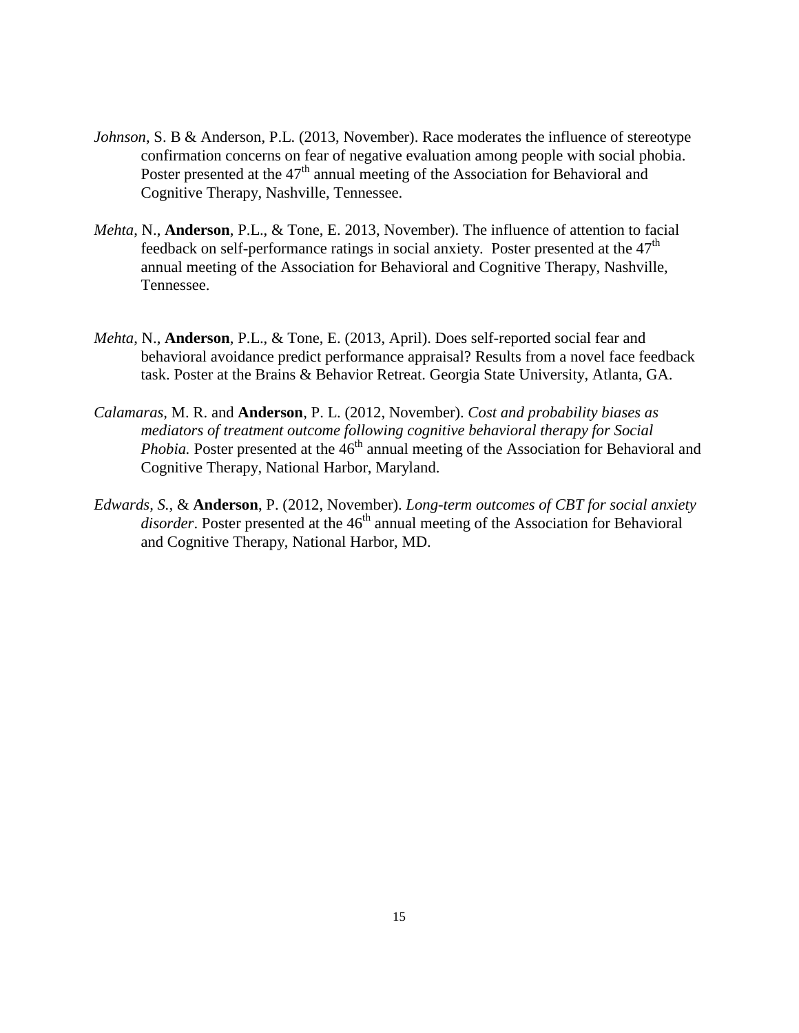*Johnson*, S. B & Anderson, P.L. (2013, November). Race moderates the influence of stereotype confirmation concerns on fear of negative evaluation among people with social phobia. Poster presented at the 47th annual meeting of the Association for Behavioral and Cognitive Therapy, Nashville, Tennessee.

*Mehta*, N., **Anderson**, P.L., & Tone, E. 2013, November). The influence of attention to facial feedback on self-performance ratings in social anxiety. Poster presented at the 47th annual meeting of the Association for Behavioral and Cognitive Therapy, Nashville, Tennessee.

*Mehta*, N., **Anderson**, P.L., & Tone, E. (2013, April). Does self-reported social fear and behavioral avoidance predict performance appraisal? Results from a novel face feedback task. Poster at the Brains & Behavior Retreat. Georgia State University, Atlanta, GA.

*Calamaras*, M. R. and **Anderson**, P. L. (2012, November). *Cost and probability biases as mediators of treatment outcome following cognitive behavioral therapy for Social Phobia.* Poster presented at the 46th annual meeting of the Association for Behavioral and Cognitive Therapy, National Harbor, Maryland.

*Edwards, S.,* & **Anderson**, P. (2012, November). *Long-term outcomes of CBT for social anxiety disorder*. Poster presented at the 46th annual meeting of the Association for Behavioral and Cognitive Therapy, National Harbor, MD.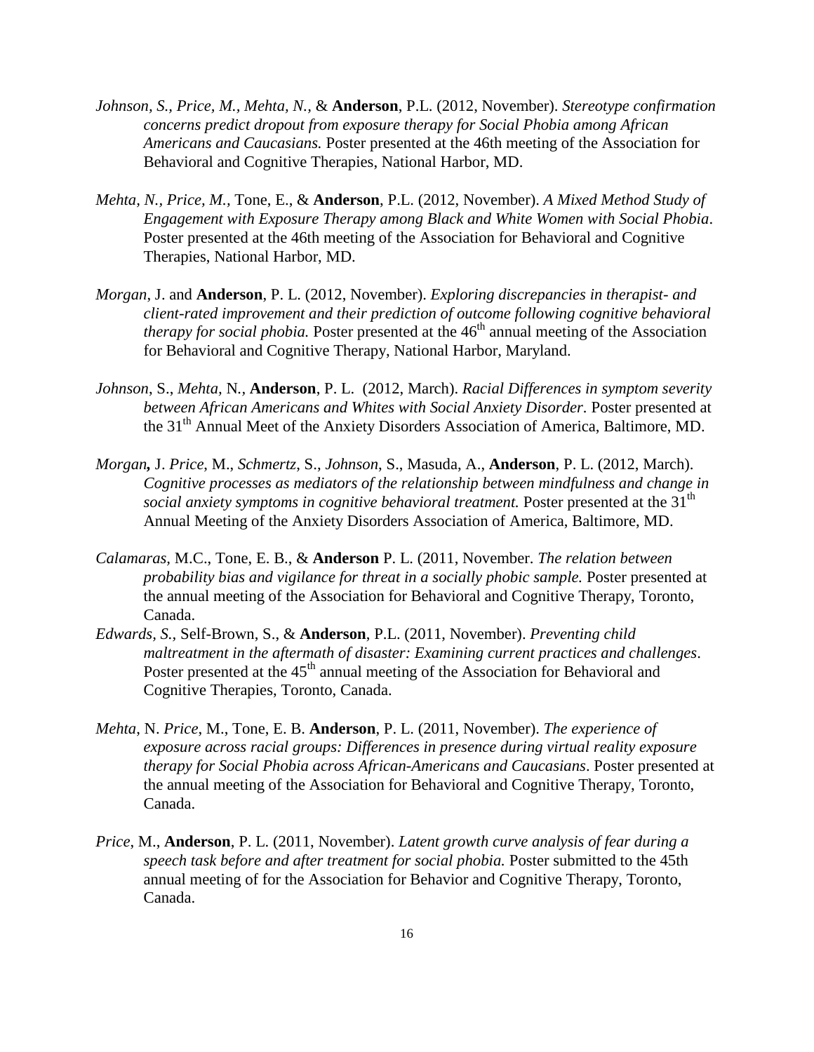*Johnson, S., Price, M., Mehta, N.,* & **Anderson**, P.L. (2012, November). *Stereotype confirmation concerns predict dropout from exposure therapy for Social Phobia among African Americans and Caucasians.* Poster presented at the 46th meeting of the Association for Behavioral and Cognitive Therapies, National Harbor, MD.

*Mehta, N., Price, M.,* Tone, E., & **Anderson**, P.L. (2012, November). *A Mixed Method Study of Engagement with Exposure Therapy among Black and White Women with Social Phobia*. Poster presented at the 46th meeting of the Association for Behavioral and Cognitive Therapies, National Harbor, MD.

*Morgan*, J. and **Anderson**, P. L. (2012, November). *Exploring discrepancies in therapist- and client-rated improvement and their prediction of outcome following cognitive behavioral therapy for social phobia.* Poster presented at the 46th annual meeting of the Association for Behavioral and Cognitive Therapy, National Harbor, Maryland.

*Johnson*, S., *Mehta*, N., **Anderson**, P. L. (2012, March). *Racial Differences in symptom severity between African Americans and Whites with Social Anxiety Disorder*. Poster presented at the 31th Annual Meet of the Anxiety Disorders Association of America, Baltimore, MD.

*Morgan***,** J. *Price*, M., *Schmertz*, S., *Johnson*, S., Masuda, A., **Anderson**, P. L. (2012, March). *Cognitive processes as mediators of the relationship between mindfulness and change in social anxiety symptoms in cognitive behavioral treatment.* Poster presented at the 31th Annual Meeting of the Anxiety Disorders Association of America, Baltimore, MD.

*Calamaras,* M.C., Tone, E. B., & **Anderson** P. L. (2011, November. *The relation between probability bias and vigilance for threat in a socially phobic sample.* Poster presented at the annual meeting of the Association for Behavioral and Cognitive Therapy, Toronto, Canada.

*Edwards, S.*, Self-Brown, S., & **Anderson**, P.L. (2011, November). *Preventing child maltreatment in the aftermath of disaster: Examining current practices and challenges*. Poster presented at the 45th annual meeting of the Association for Behavioral and Cognitive Therapies, Toronto, Canada.

*Mehta*, N. *Price*, M., Tone, E. B. **Anderson**, P. L. (2011, November). *The experience of exposure across racial groups: Differences in presence during virtual reality exposure therapy for Social Phobia across African-Americans and Caucasians*. Poster presented at the annual meeting of the Association for Behavioral and Cognitive Therapy, Toronto, Canada.

*Price*, M., **Anderson**, P. L. (2011, November). *Latent growth curve analysis of fear during a speech task before and after treatment for social phobia.* Poster submitted to the 45th annual meeting of for the Association for Behavior and Cognitive Therapy, Toronto, Canada.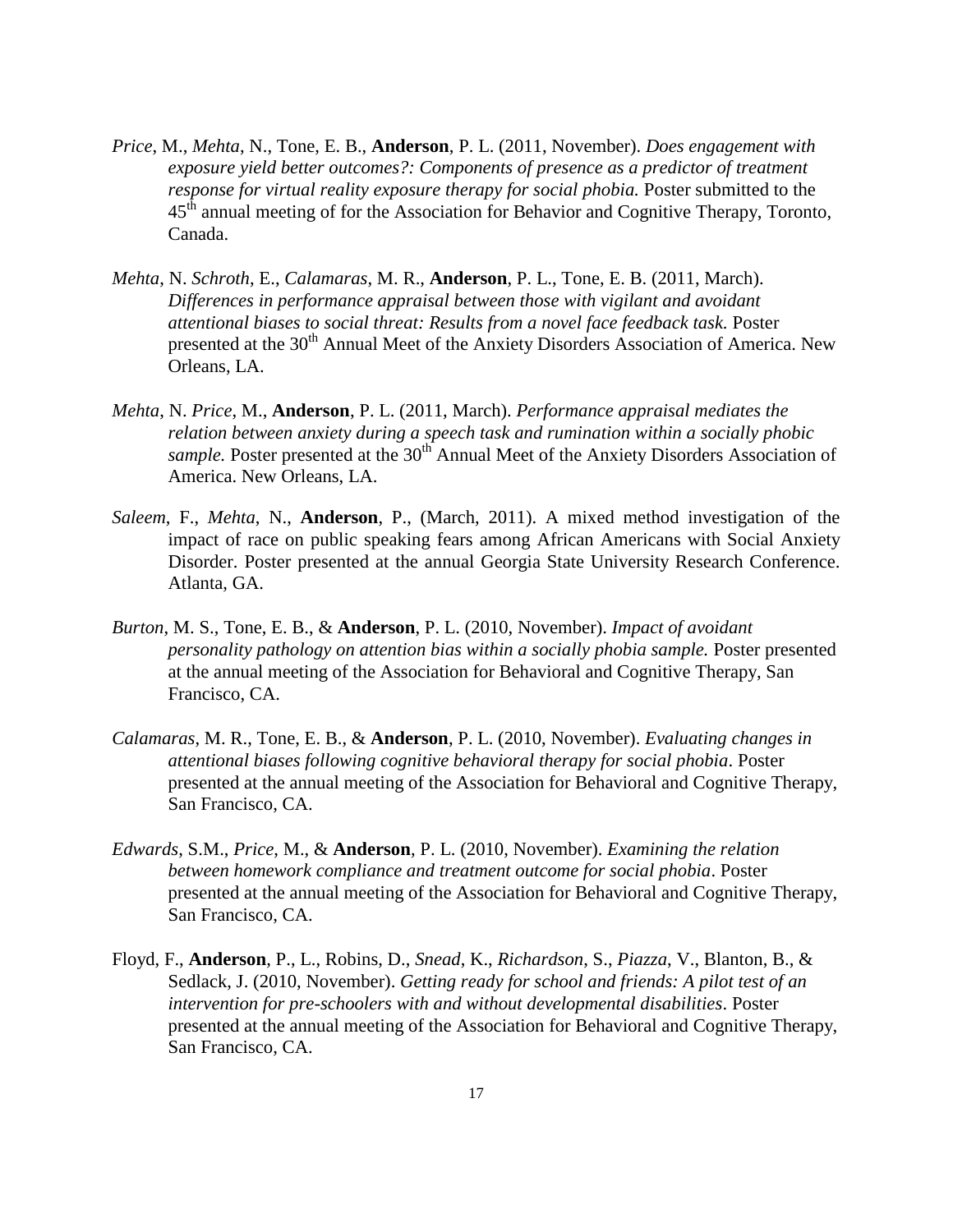*Price*, M., *Mehta*, N., Tone, E. B., **Anderson**, P. L. (2011, November). *Does engagement with exposure yield better outcomes?: Components of presence as a predictor of treatment response for virtual reality exposure therapy for social phobia.* Poster submitted to the 45th annual meeting of for the Association for Behavior and Cognitive Therapy, Toronto, Canada.

*Mehta*, N. *Schroth*, E., *Calamaras*, M. R., **Anderson**, P. L., Tone, E. B. (2011, March). *Differences in performance appraisal between those with vigilant and avoidant attentional biases to social threat: Results from a novel face feedback task.* Poster presented at the 30th Annual Meet of the Anxiety Disorders Association of America. New Orleans, LA.

*Mehta*, N. *Price*, M., **Anderson**, P. L. (2011, March). *Performance appraisal mediates the relation between anxiety during a speech task and rumination within a socially phobic sample.* Poster presented at the 30th Annual Meet of the Anxiety Disorders Association of America. New Orleans, LA.

*Saleem*, F., *Mehta*, N., **Anderson**, P., (March, 2011). A mixed method investigation of the impact of race on public speaking fears among African Americans with Social Anxiety Disorder. Poster presented at the annual Georgia State University Research Conference. Atlanta, GA.

*Burton*, M. S., Tone, E. B., & **Anderson**, P. L. (2010, November). *Impact of avoidant personality pathology on attention bias within a socially phobia sample.* Poster presented at the annual meeting of the Association for Behavioral and Cognitive Therapy, San Francisco, CA.

*Calamaras*, M. R., Tone, E. B., & **Anderson**, P. L. (2010, November). *Evaluating changes in attentional biases following cognitive behavioral therapy for social phobia*. Poster presented at the annual meeting of the Association for Behavioral and Cognitive Therapy, San Francisco, CA.

*Edwards*, S.M., *Price*, M., & **Anderson**, P. L. (2010, November). *Examining the relation between homework compliance and treatment outcome for social phobia*. Poster presented at the annual meeting of the Association for Behavioral and Cognitive Therapy, San Francisco, CA.

Floyd, F., **Anderson**, P., L., Robins, D., *Snead*, K., *Richardson*, S., *Piazza*, V., Blanton, B., & Sedlack, J. (2010, November). *Getting ready for school and friends: A pilot test of an intervention for pre-schoolers with and without developmental disabilities*. Poster presented at the annual meeting of the Association for Behavioral and Cognitive Therapy, San Francisco, CA.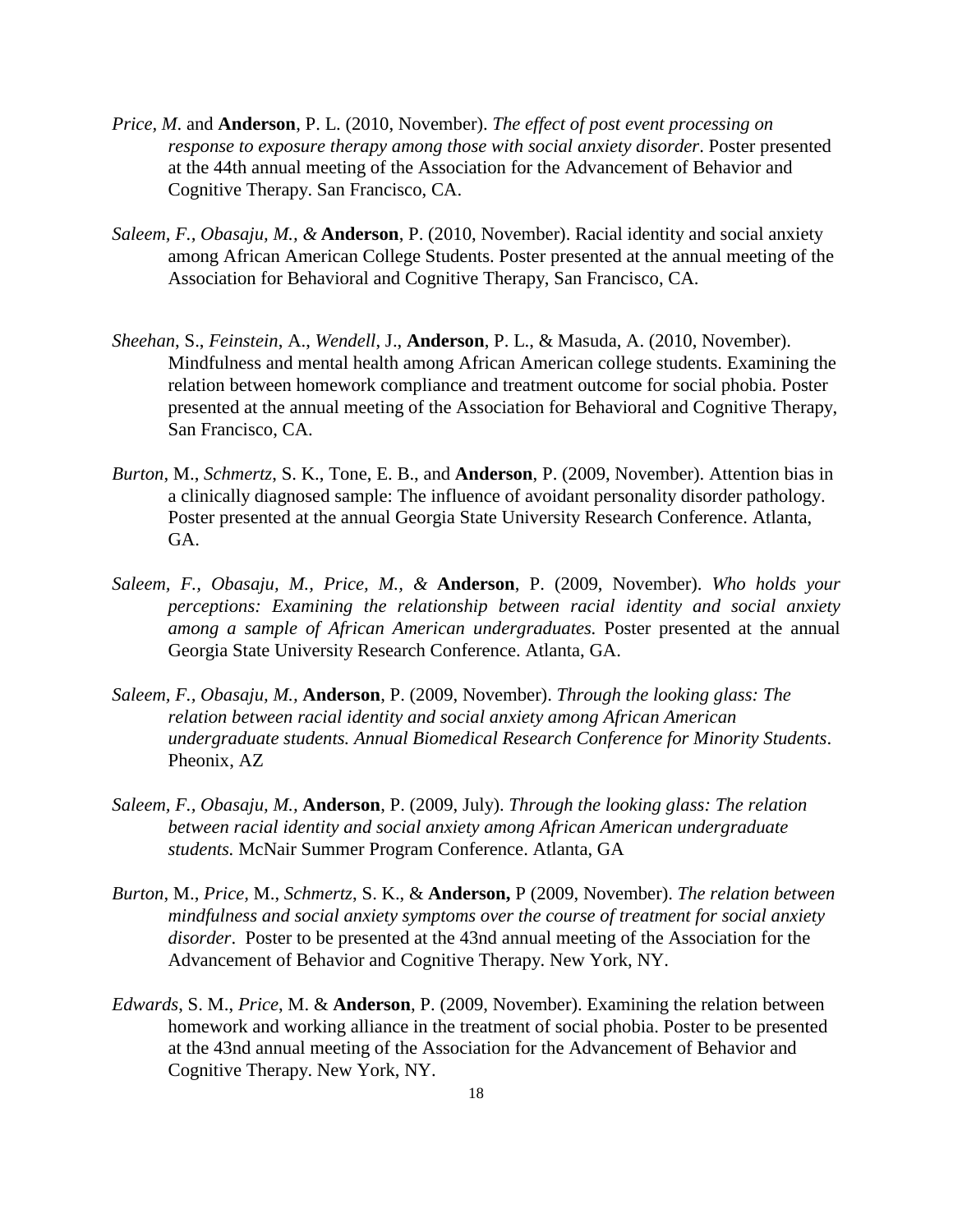*Price, M*. and **Anderson**, P. L. (2010, November). *The effect of post event processing on response to exposure therapy among those with social anxiety disorder*. Poster presented at the 44th annual meeting of the Association for the Advancement of Behavior and Cognitive Therapy. San Francisco, CA.

*Saleem, F., Obasaju, M., &* **Anderson**, P. (2010, November). Racial identity and social anxiety among African American College Students. Poster presented at the annual meeting of the Association for Behavioral and Cognitive Therapy, San Francisco, CA.

*Sheehan*, S., *Feinstein*, A., *Wendell*, J., **Anderson**, P. L., & Masuda, A. (2010, November). Mindfulness and mental health among African American college students. Examining the relation between homework compliance and treatment outcome for social phobia. Poster presented at the annual meeting of the Association for Behavioral and Cognitive Therapy, San Francisco, CA.

*Burton*, M., *Schmertz*, S. K., Tone, E. B., and **Anderson**, P. (2009, November). Attention bias in a clinically diagnosed sample: The influence of avoidant personality disorder pathology. Poster presented at the annual Georgia State University Research Conference. Atlanta, GA.

*Saleem, F., Obasaju, M., Price, M., &* **Anderson**, P. (2009, November). *Who holds your perceptions: Examining the relationship between racial identity and social anxiety among a sample of African American undergraduates.* Poster presented at the annual Georgia State University Research Conference. Atlanta, GA.

*Saleem, F., Obasaju, M.,* **Anderson**, P. (2009, November). *Through the looking glass: The relation between racial identity and social anxiety among African American undergraduate students. Annual Biomedical Research Conference for Minority Students*. Pheonix, AZ

*Saleem, F., Obasaju, M.,* **Anderson**, P. (2009, July). *Through the looking glass: The relation between racial identity and social anxiety among African American undergraduate students.* McNair Summer Program Conference. Atlanta, GA

*Burton*, M., *Price*, M., *Schmertz*, S. K., & **Anderson,** P (2009, November). *The relation between mindfulness and social anxiety symptoms over the course of treatment for social anxiety disorder*. Poster to be presented at the 43nd annual meeting of the Association for the Advancement of Behavior and Cognitive Therapy. New York, NY.

*Edwards*, S. M., *Price*, M. & **Anderson**, P. (2009, November). Examining the relation between homework and working alliance in the treatment of social phobia. Poster to be presented at the 43nd annual meeting of the Association for the Advancement of Behavior and Cognitive Therapy. New York, NY.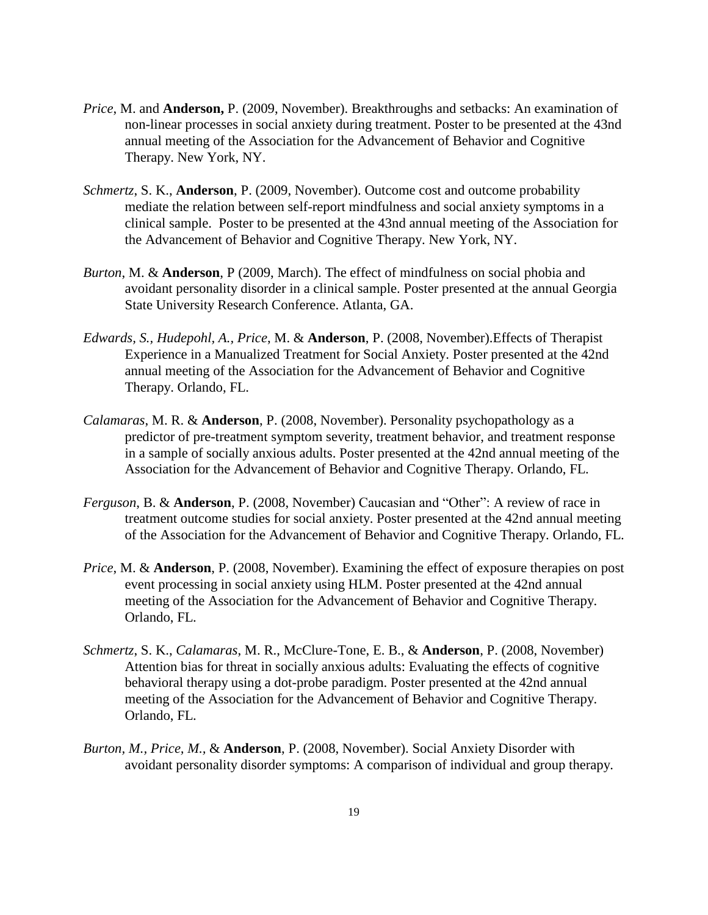*Price*, M. and **Anderson,** P. (2009, November). Breakthroughs and setbacks: An examination of non-linear processes in social anxiety during treatment. Poster to be presented at the 43nd annual meeting of the Association for the Advancement of Behavior and Cognitive Therapy. New York, NY.

*Schmertz*, S. K., **Anderson**, P. (2009, November). Outcome cost and outcome probability mediate the relation between self-report mindfulness and social anxiety symptoms in a clinical sample. Poster to be presented at the 43nd annual meeting of the Association for the Advancement of Behavior and Cognitive Therapy. New York, NY.

*Burton*, M. & **Anderson**, P (2009, March). The effect of mindfulness on social phobia and avoidant personality disorder in a clinical sample. Poster presented at the annual Georgia State University Research Conference. Atlanta, GA.

*Edwards, S., Hudepohl, A., Price*, M. & **Anderson**, P. (2008, November).Effects of Therapist Experience in a Manualized Treatment for Social Anxiety. Poster presented at the 42nd annual meeting of the Association for the Advancement of Behavior and Cognitive Therapy. Orlando, FL.

*Calamaras*, M. R. & **Anderson**, P. (2008, November). Personality psychopathology as a predictor of pre-treatment symptom severity, treatment behavior, and treatment response in a sample of socially anxious adults. Poster presented at the 42nd annual meeting of the Association for the Advancement of Behavior and Cognitive Therapy. Orlando, FL.

*Ferguson*, B. & **Anderson**, P. (2008, November) Caucasian and "Other": A review of race in treatment outcome studies for social anxiety. Poster presented at the 42nd annual meeting of the Association for the Advancement of Behavior and Cognitive Therapy. Orlando, FL.

*Price*, M. & **Anderson**, P. (2008, November). Examining the effect of exposure therapies on post event processing in social anxiety using HLM. Poster presented at the 42nd annual meeting of the Association for the Advancement of Behavior and Cognitive Therapy. Orlando, FL.

*Schmertz*, S. K., *Calamaras*, M. R., McClure-Tone, E. B., & **Anderson**, P. (2008, November) Attention bias for threat in socially anxious adults: Evaluating the effects of cognitive behavioral therapy using a dot-probe paradigm. Poster presented at the 42nd annual meeting of the Association for the Advancement of Behavior and Cognitive Therapy. Orlando, FL.

*Burton, M., Price, M.,* & **Anderson**, P. (2008, November). Social Anxiety Disorder with avoidant personality disorder symptoms: A comparison of individual and group therapy.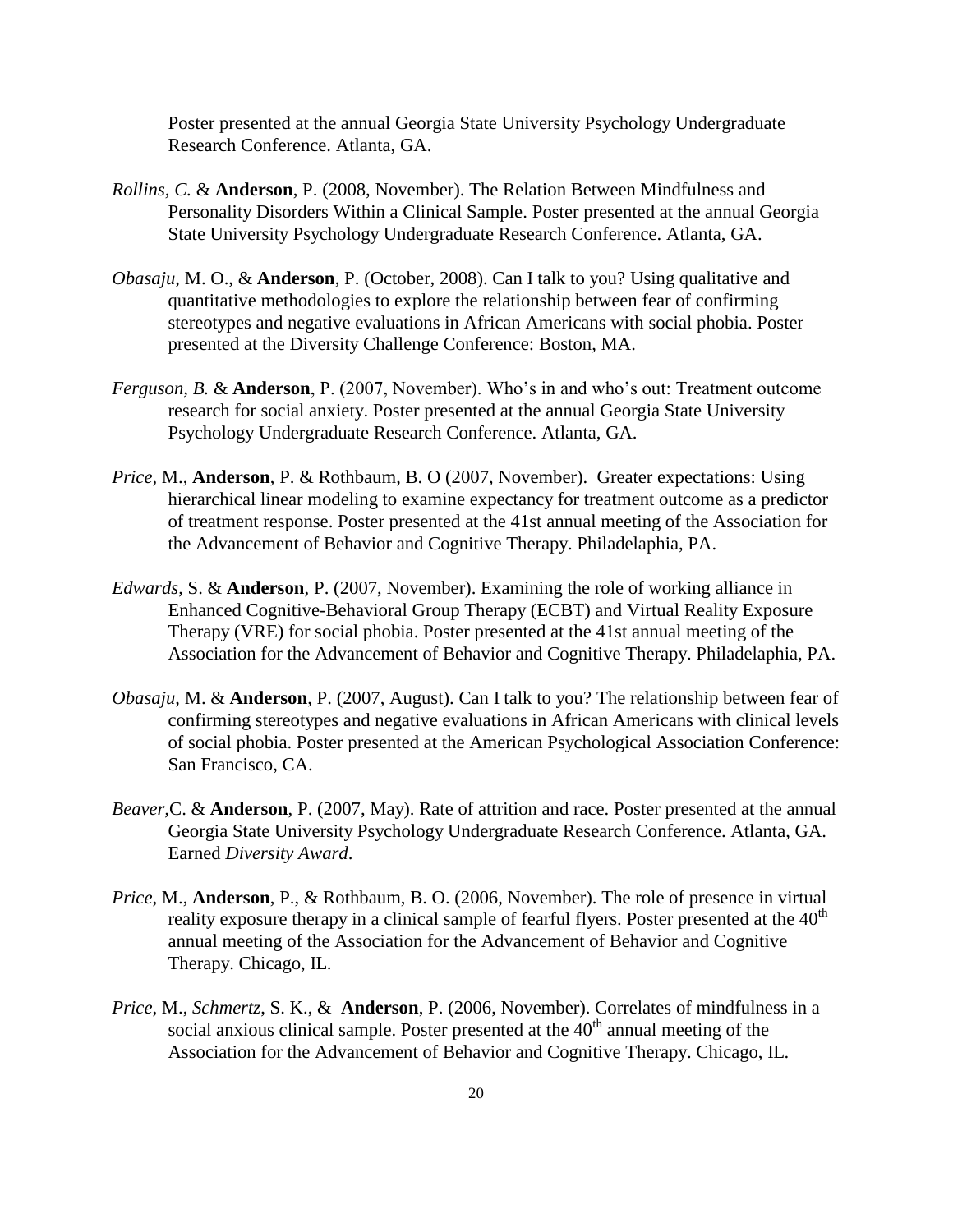Poster presented at the annual Georgia State University Psychology Undergraduate Research Conference. Atlanta, GA.

*Rollins, C.* & **Anderson**, P. (2008, November). The Relation Between Mindfulness and Personality Disorders Within a Clinical Sample. Poster presented at the annual Georgia State University Psychology Undergraduate Research Conference. Atlanta, GA.

*Obasaju*, M. O., & **Anderson**, P. (October, 2008). Can I talk to you? Using qualitative and quantitative methodologies to explore the relationship between fear of confirming stereotypes and negative evaluations in African Americans with social phobia. Poster presented at the Diversity Challenge Conference: Boston, MA.

*Ferguson, B.* & **Anderson**, P. (2007, November). Who's in and who's out: Treatment outcome research for social anxiety. Poster presented at the annual Georgia State University Psychology Undergraduate Research Conference. Atlanta, GA.

*Price*, M., **Anderson**, P. & Rothbaum, B. O (2007, November). Greater expectations: Using hierarchical linear modeling to examine expectancy for treatment outcome as a predictor of treatment response. Poster presented at the 41st annual meeting of the Association for the Advancement of Behavior and Cognitive Therapy. Philadelphia, PA.

*Edwards*, S. & **Anderson**, P. (2007, November). Examining the role of working alliance in Enhanced Cognitive-Behavioral Group Therapy (ECBT) and Virtual Reality Exposure Therapy (VRE) for social phobia. Poster presented at the 41st annual meeting of the Association for the Advancement of Behavior and Cognitive Therapy. Philadelphia, PA.

*Obasaju*, M. & **Anderson**, P. (2007, August). Can I talk to you? The relationship between fear of confirming stereotypes and negative evaluations in African Americans with clinical levels of social phobia. Poster presented at the American Psychological Association Conference: San Francisco, CA.

*Beaver*,C. & **Anderson**, P. (2007, May). Rate of attrition and race. Poster presented at the annual Georgia State University Psychology Undergraduate Research Conference. Atlanta, GA. Earned *Diversity Award*.

*Price*, M., **Anderson**, P., & Rothbaum, B. O. (2006, November). The role of presence in virtual reality exposure therapy in a clinical sample of fearful flyers. Poster presented at the 40th annual meeting of the Association for the Advancement of Behavior and Cognitive Therapy. Chicago, IL.

*Price*, M., *Schmertz*, S. K., & **Anderson**, P. (2006, November). Correlates of mindfulness in a social anxious clinical sample. Poster presented at the 40th annual meeting of the Association for the Advancement of Behavior and Cognitive Therapy. Chicago, IL.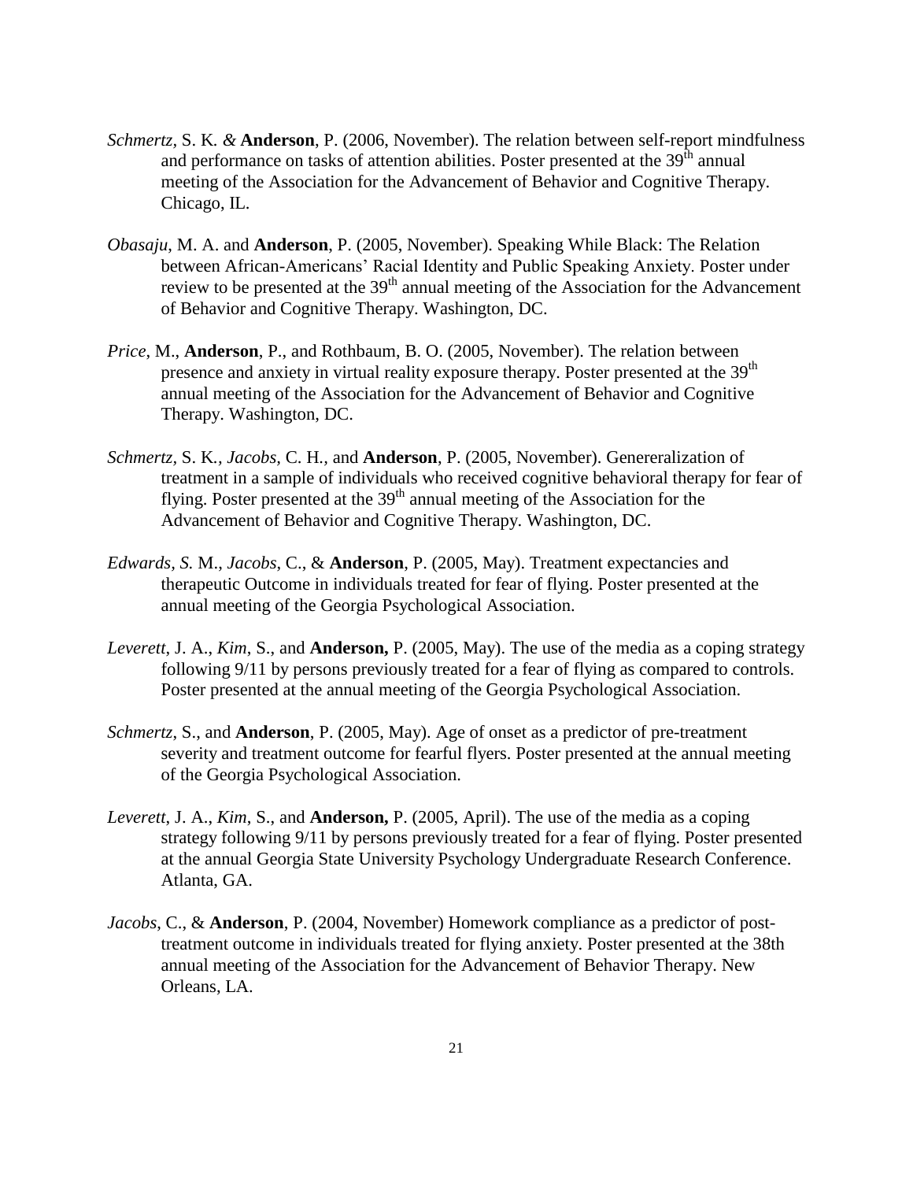*Schmertz,* S. K. *&* **Anderson**, P. (2006, November). The relation between self-report mindfulness and performance on tasks of attention abilities. Poster presented at the 39th annual meeting of the Association for the Advancement of Behavior and Cognitive Therapy. Chicago, IL.

*Obasaju*, M. A. and **Anderson**, P. (2005, November). Speaking While Black: The Relation between African-Americans' Racial Identity and Public Speaking Anxiety. Poster under review to be presented at the 39th annual meeting of the Association for the Advancement of Behavior and Cognitive Therapy. Washington, DC.

*Price*, M., **Anderson**, P., and Rothbaum, B. O. (2005, November). The relation between presence and anxiety in virtual reality exposure therapy. Poster presented at the 39th annual meeting of the Association for the Advancement of Behavior and Cognitive Therapy. Washington, DC.

*Schmertz,* S. K.*, Jacobs,* C. H.*,* and **Anderson**, P. (2005, November). Genereralization of treatment in a sample of individuals who received cognitive behavioral therapy for fear of flying. Poster presented at the 39th annual meeting of the Association for the Advancement of Behavior and Cognitive Therapy. Washington, DC.

*Edwards, S.* M., *Jacobs*, C., & **Anderson**, P. (2005, May). Treatment expectancies and therapeutic Outcome in individuals treated for fear of flying. Poster presented at the annual meeting of the Georgia Psychological Association.

*Leverett*, J. A., *Kim*, S., and **Anderson,** P. (2005, May). The use of the media as a coping strategy following 9/11 by persons previously treated for a fear of flying as compared to controls. Poster presented at the annual meeting of the Georgia Psychological Association.

*Schmertz*, S., and **Anderson**, P. (2005, May). Age of onset as a predictor of pre-treatment severity and treatment outcome for fearful flyers. Poster presented at the annual meeting of the Georgia Psychological Association.

*Leverett*, J. A., *Kim*, S., and **Anderson,** P. (2005, April). The use of the media as a coping strategy following 9/11 by persons previously treated for a fear of flying. Poster presented at the annual Georgia State University Psychology Undergraduate Research Conference. Atlanta, GA.

*Jacobs*, C., & **Anderson**, P. (2004, November) Homework compliance as a predictor of post-treatment outcome in individuals treated for flying anxiety. Poster presented at the 38th annual meeting of the Association for the Advancement of Behavior Therapy. New Orleans, LA.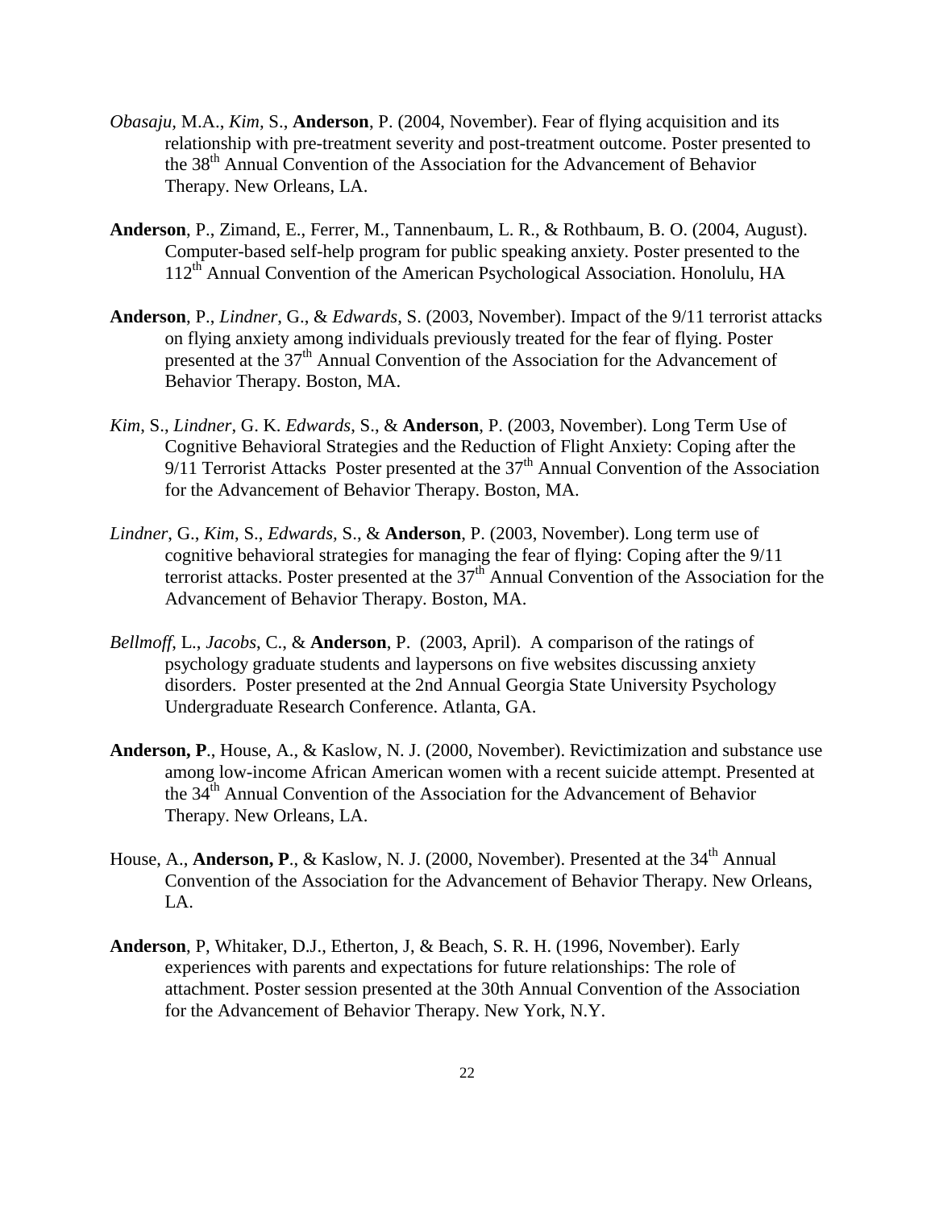*Obasaju*, M.A., *Kim*, S., **Anderson**, P. (2004, November). Fear of flying acquisition and its relationship with pre-treatment severity and post-treatment outcome. Poster presented to the 38th Annual Convention of the Association for the Advancement of Behavior Therapy. New Orleans, LA.

**Anderson**, P., Zimand, E., Ferrer, M., Tannenbaum, L. R., & Rothbaum, B. O. (2004, August). Computer-based self-help program for public speaking anxiety. Poster presented to the 112th Annual Convention of the American Psychological Association. Honolulu, HA

**Anderson**, P., *Lindner*, G., & *Edwards*, S. (2003, November). Impact of the 9/11 terrorist attacks on flying anxiety among individuals previously treated for the fear of flying. Poster presented at the 37th Annual Convention of the Association for the Advancement of Behavior Therapy. Boston, MA.

*Kim*, S., *Lindner*, G. K. *Edwards*, S., & **Anderson**, P. (2003, November). Long Term Use of Cognitive Behavioral Strategies and the Reduction of Flight Anxiety: Coping after the 9/11 Terrorist Attacks Poster presented at the 37th Annual Convention of the Association for the Advancement of Behavior Therapy. Boston, MA.

*Lindner*, G., *Kim*, S., *Edwards*, S., & **Anderson**, P. (2003, November). Long term use of cognitive behavioral strategies for managing the fear of flying: Coping after the 9/11 terrorist attacks. Poster presented at the 37th Annual Convention of the Association for the Advancement of Behavior Therapy. Boston, MA.

*Bellmoff*, L., *Jacobs*, C., & **Anderson**, P. (2003, April). A comparison of the ratings of psychology graduate students and laypersons on five websites discussing anxiety disorders. Poster presented at the 2nd Annual Georgia State University Psychology Undergraduate Research Conference. Atlanta, GA.

**Anderson, P**., House, A., & Kaslow, N. J. (2000, November). Revictimization and substance use among low-income African American women with a recent suicide attempt. Presented at the 34th Annual Convention of the Association for the Advancement of Behavior Therapy. New Orleans, LA.

House, A., **Anderson, P**., & Kaslow, N. J. (2000, November). Presented at the 34th Annual Convention of the Association for the Advancement of Behavior Therapy. New Orleans, LA.

**Anderson**, P, Whitaker, D.J., Etherton, J, & Beach, S. R. H. (1996, November). Early experiences with parents and expectations for future relationships: The role of attachment. Poster session presented at the 30th Annual Convention of the Association for the Advancement of Behavior Therapy. New York, N.Y.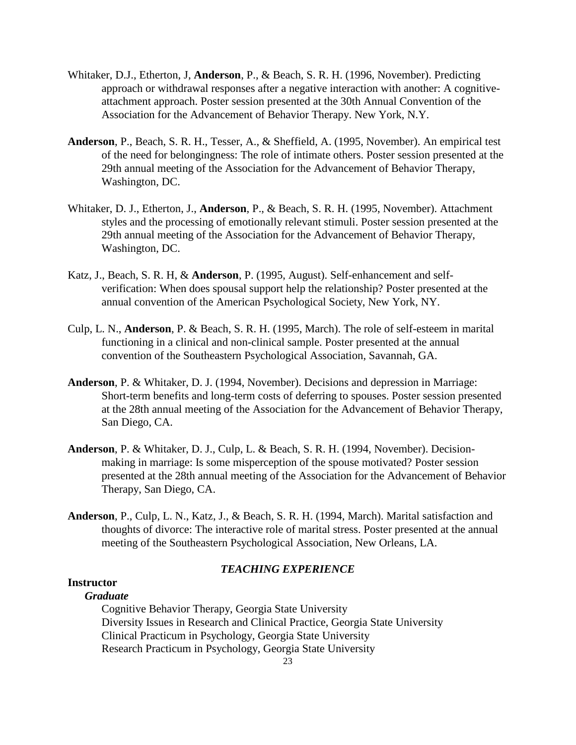Whitaker, D.J., Etherton, J, **Anderson**, P., & Beach, S. R. H. (1996, November). Predicting approach or withdrawal responses after a negative interaction with another: A cognitive-attachment approach. Poster session presented at the 30th Annual Convention of the Association for the Advancement of Behavior Therapy. New York, N.Y.

**Anderson**, P., Beach, S. R. H., Tesser, A., & Sheffield, A. (1995, November). An empirical test of the need for belongingness: The role of intimate others. Poster session presented at the 29th annual meeting of the Association for the Advancement of Behavior Therapy, Washington, DC.

Whitaker, D. J., Etherton, J., **Anderson**, P., & Beach, S. R. H. (1995, November). Attachment styles and the processing of emotionally relevant stimuli. Poster session presented at the 29th annual meeting of the Association for the Advancement of Behavior Therapy, Washington, DC.

Katz, J., Beach, S. R. H, & **Anderson**, P. (1995, August). Self-enhancement and self-verification: When does spousal support help the relationship? Poster presented at the annual convention of the American Psychological Society, New York, NY.

Culp, L. N., **Anderson**, P. & Beach, S. R. H. (1995, March). The role of self-esteem in marital functioning in a clinical and non-clinical sample. Poster presented at the annual convention of the Southeastern Psychological Association, Savannah, GA.

**Anderson**, P. & Whitaker, D. J. (1994, November). Decisions and depression in Marriage: Short-term benefits and long-term costs of deferring to spouses. Poster session presented at the 28th annual meeting of the Association for the Advancement of Behavior Therapy, San Diego, CA.

**Anderson**, P. & Whitaker, D. J., Culp, L. & Beach, S. R. H. (1994, November). Decision-making in marriage: Is some misperception of the spouse motivated? Poster session presented at the 28th annual meeting of the Association for the Advancement of Behavior Therapy, San Diego, CA.

**Anderson**, P., Culp, L. N., Katz, J., & Beach, S. R. H. (1994, March). Marital satisfaction and thoughts of divorce: The interactive role of marital stress. Poster presented at the annual meeting of the Southeastern Psychological Association, New Orleans, LA.

## *TEACHING EXPERIENCE*

**Instructor**

***Graduate***

Cognitive Behavior Therapy, Georgia State University
Diversity Issues in Research and Clinical Practice, Georgia State University
Clinical Practicum in Psychology, Georgia State University
Research Practicum in Psychology, Georgia State University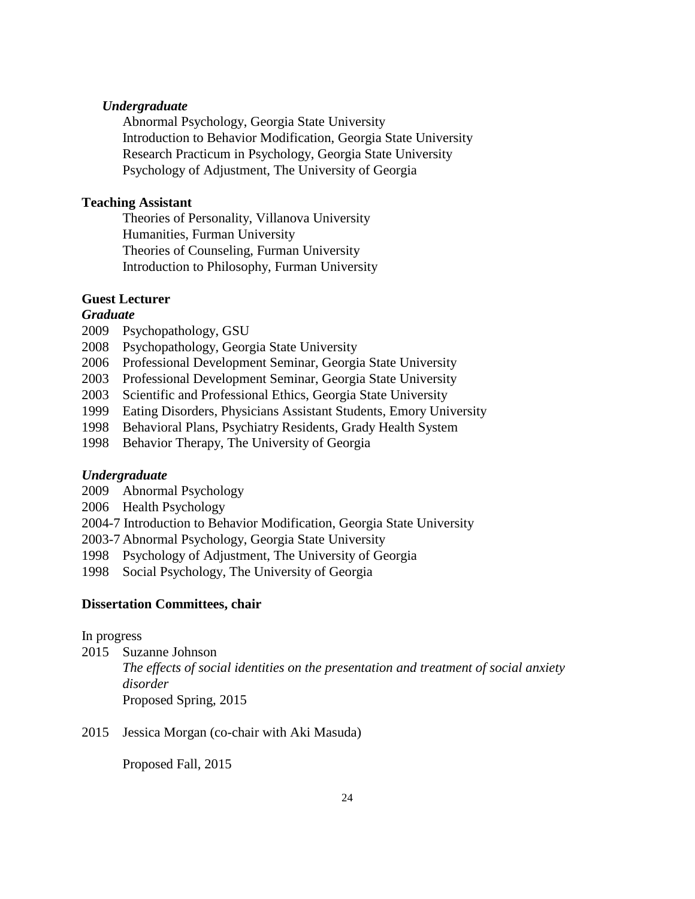*Undergraduate*

Abnormal Psychology, Georgia State University
Introduction to Behavior Modification, Georgia State University
Research Practicum in Psychology, Georgia State University
Psychology of Adjustment, The University of Georgia

**Teaching Assistant**

Theories of Personality, Villanova University
Humanities, Furman University
Theories of Counseling, Furman University
Introduction to Philosophy, Furman University

**Guest Lecturer**

***Graduate***

2009 Psychopathology, GSU
2008 Psychopathology, Georgia State University
2006 Professional Development Seminar, Georgia State University
2003 Professional Development Seminar, Georgia State University
2003 Scientific and Professional Ethics, Georgia State University
1999 Eating Disorders, Physicians Assistant Students, Emory University
1998 Behavioral Plans, Psychiatry Residents, Grady Health System
1998 Behavior Therapy, The University of Georgia

***Undergraduate***

2009 Abnormal Psychology
2006 Health Psychology
2004-7 Introduction to Behavior Modification, Georgia State University
2003-7 Abnormal Psychology, Georgia State University
1998 Psychology of Adjustment, The University of Georgia
1998 Social Psychology, The University of Georgia

**Dissertation Committees, chair**

In progress

2015 Suzanne Johnson
*The effects of social identities on the presentation and treatment of social anxiety disorder*
Proposed Spring, 2015

2015 Jessica Morgan (co-chair with Aki Masuda)

Proposed Fall, 2015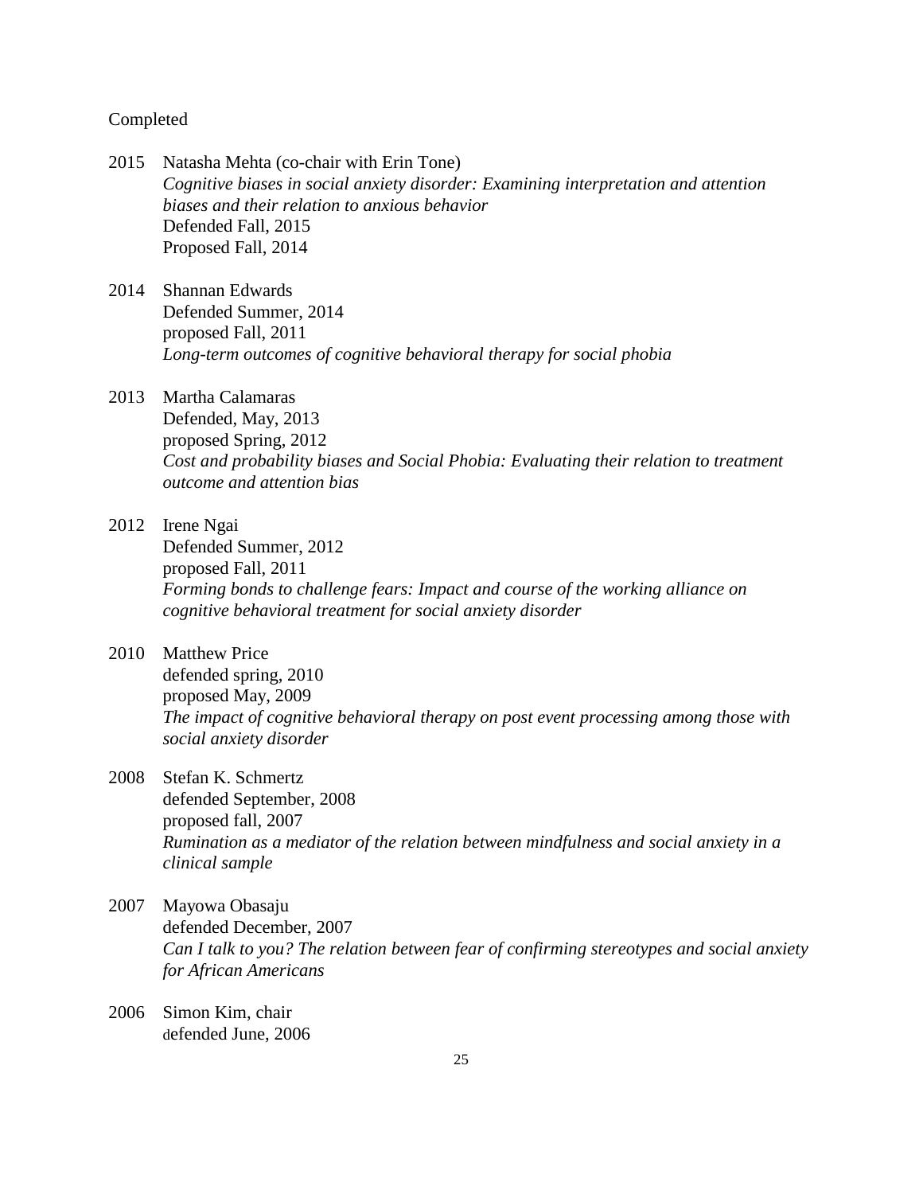Completed

2015 Natasha Mehta (co-chair with Erin Tone)
*Cognitive biases in social anxiety disorder: Examining interpretation and attention biases and their relation to anxious behavior*
Defended Fall, 2015
Proposed Fall, 2014

2014 Shannan Edwards
Defended Summer, 2014
proposed Fall, 2011
*Long-term outcomes of cognitive behavioral therapy for social phobia*

2013 Martha Calamaras
Defended, May, 2013
proposed Spring, 2012
*Cost and probability biases and Social Phobia: Evaluating their relation to treatment outcome and attention bias*

2012 Irene Ngai
Defended Summer, 2012
proposed Fall, 2011
*Forming bonds to challenge fears: Impact and course of the working alliance on cognitive behavioral treatment for social anxiety disorder*

2010 Matthew Price
defended spring, 2010
proposed May, 2009
*The impact of cognitive behavioral therapy on post event processing among those with social anxiety disorder*

2008 Stefan K. Schmertz
defended September, 2008
proposed fall, 2007
*Rumination as a mediator of the relation between mindfulness and social anxiety in a clinical sample*

2007 Mayowa Obasaju
defended December, 2007
*Can I talk to you? The relation between fear of confirming stereotypes and social anxiety for African Americans*

2006 Simon Kim, chair
defended June, 2006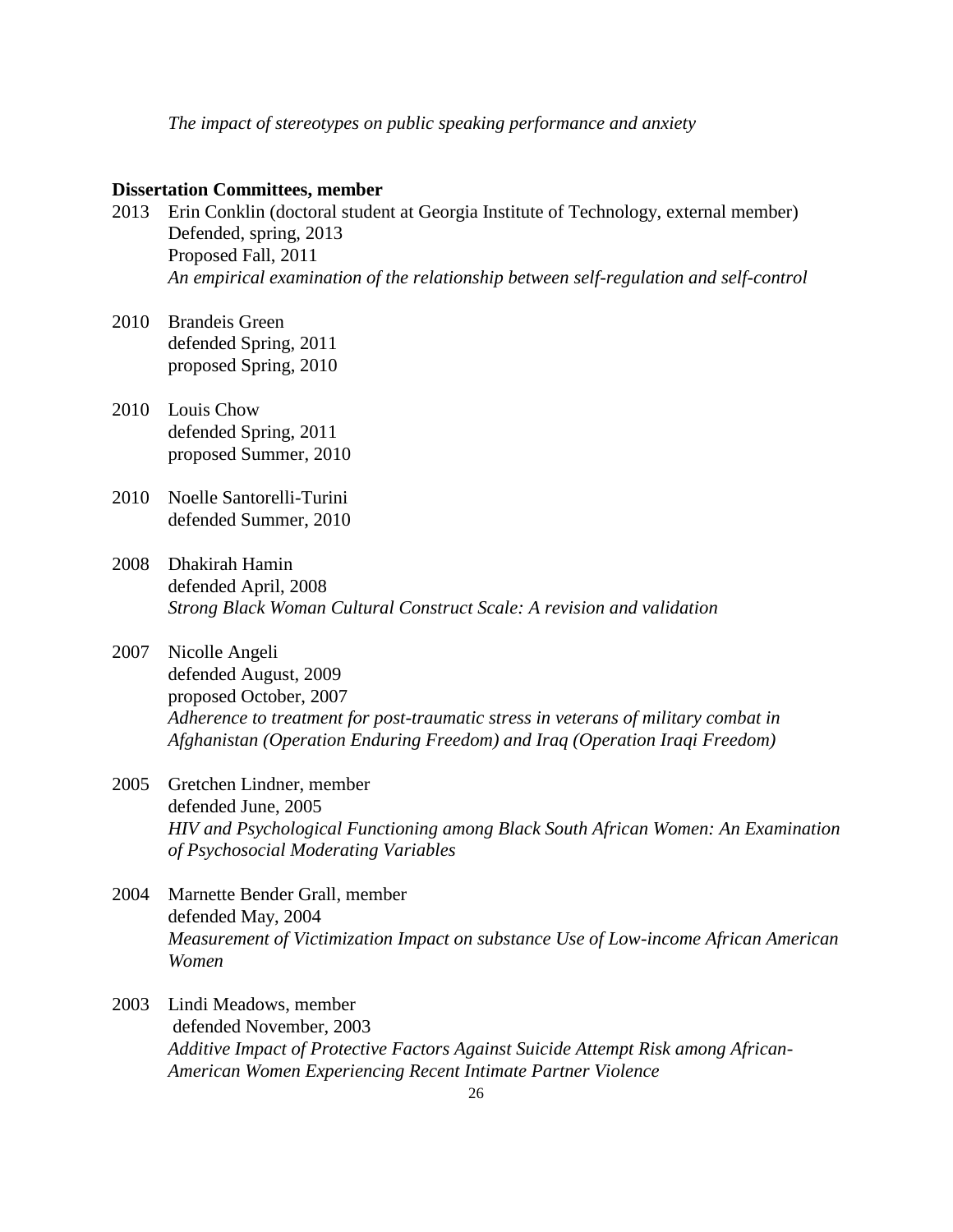*The impact of stereotypes on public speaking performance and anxiety*

**Dissertation Committees, member**

2013 Erin Conklin (doctoral student at Georgia Institute of Technology, external member)
Defended, spring, 2013
Proposed Fall, 2011
*An empirical examination of the relationship between self-regulation and self-control*

2010 Brandeis Green
defended Spring, 2011
proposed Spring, 2010

2010 Louis Chow
defended Spring, 2011
proposed Summer, 2010

2010 Noelle Santorelli-Turini
defended Summer, 2010

2008 Dhakirah Hamin
defended April, 2008
*Strong Black Woman Cultural Construct Scale: A revision and validation*

2007 Nicolle Angeli
defended August, 2009
proposed October, 2007
*Adherence to treatment for post-traumatic stress in veterans of military combat in Afghanistan (Operation Enduring Freedom) and Iraq (Operation Iraqi Freedom)*

2005 Gretchen Lindner, member
defended June, 2005
*HIV and Psychological Functioning among Black South African Women: An Examination of Psychosocial Moderating Variables*

2004 Marnette Bender Grall, member
defended May, 2004
*Measurement of Victimization Impact on substance Use of Low-income African American Women*

2003 Lindi Meadows, member
defended November, 2003
*Additive Impact of Protective Factors Against Suicide Attempt Risk among African-American Women Experiencing Recent Intimate Partner Violence*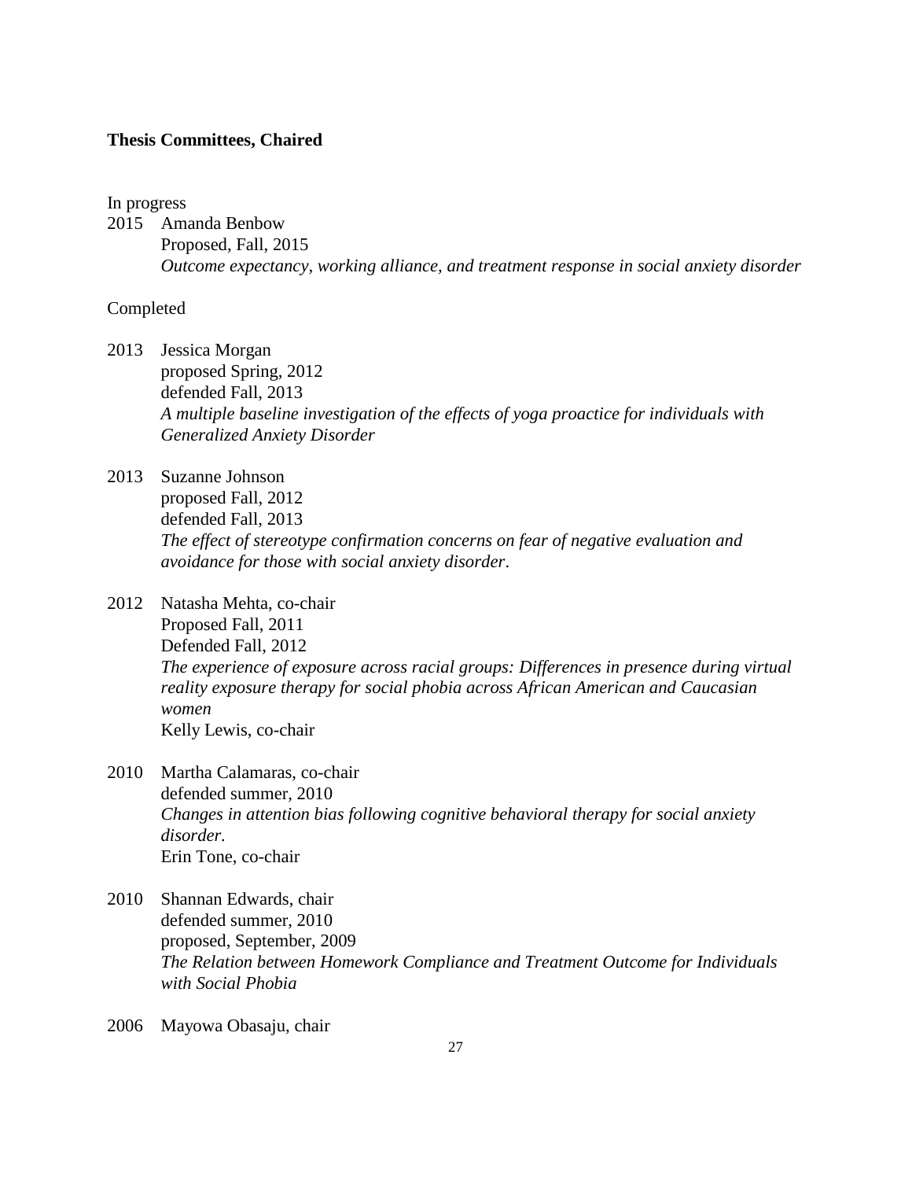**Thesis Committees, Chaired**

In progress

2015 Amanda Benbow
Proposed, Fall, 2015
*Outcome expectancy, working alliance, and treatment response in social anxiety disorder*

Completed

2013 Jessica Morgan
proposed Spring, 2012
defended Fall, 2013
*A multiple baseline investigation of the effects of yoga proactice for individuals with Generalized Anxiety Disorder*

2013 Suzanne Johnson
proposed Fall, 2012
defended Fall, 2013
*The effect of stereotype confirmation concerns on fear of negative evaluation and avoidance for those with social anxiety disorder*.

2012 Natasha Mehta, co-chair
Proposed Fall, 2011
Defended Fall, 2012
*The experience of exposure across racial groups: Differences in presence during virtual reality exposure therapy for social phobia across African American and Caucasian women*
Kelly Lewis, co-chair

2010 Martha Calamaras, co-chair
defended summer, 2010
*Changes in attention bias following cognitive behavioral therapy for social anxiety disorder.*
Erin Tone, co-chair

2010 Shannan Edwards, chair
defended summer, 2010
proposed, September, 2009
*The Relation between Homework Compliance and Treatment Outcome for Individuals with Social Phobia*

2006 Mayowa Obasaju, chair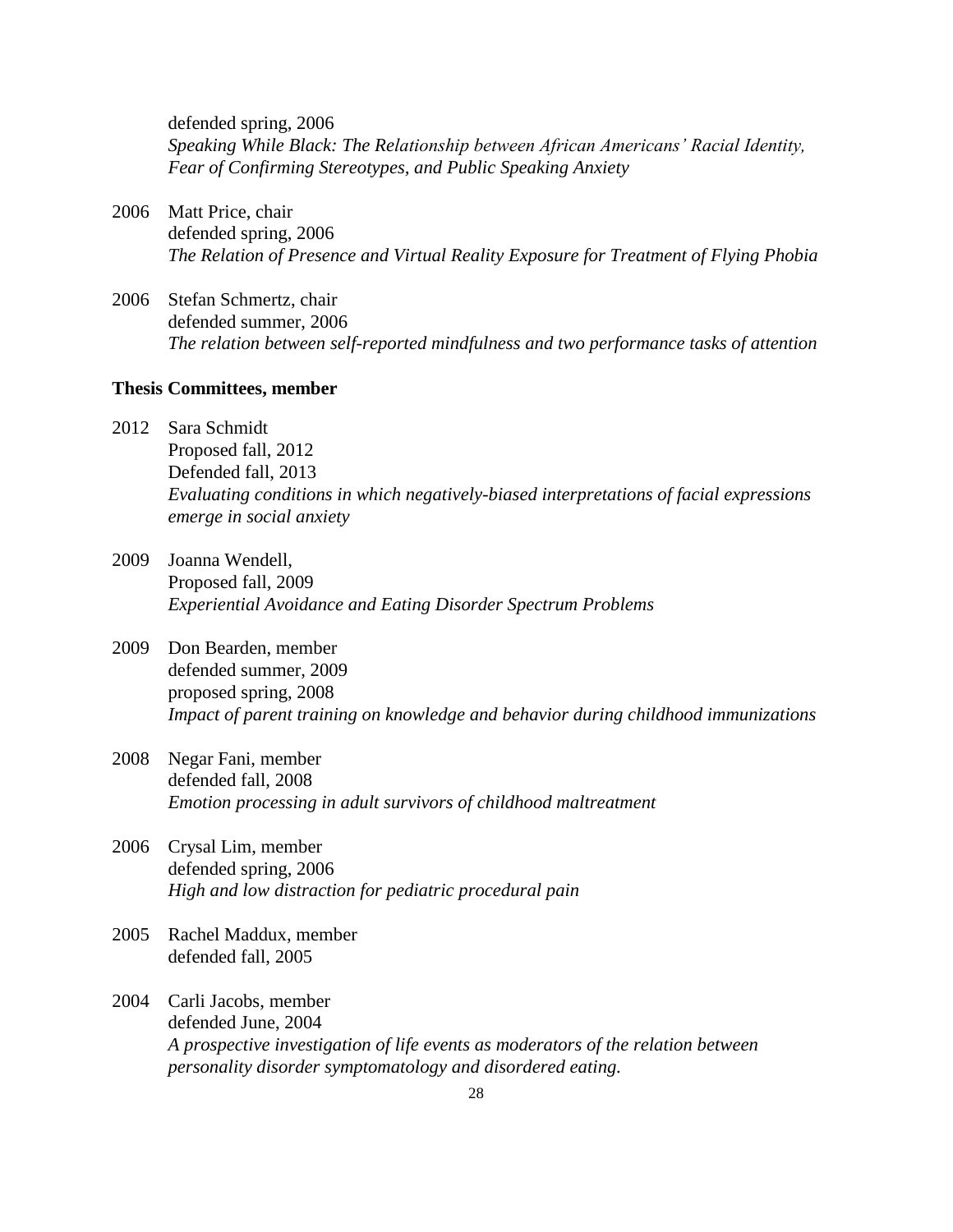defended spring, 2006
*Speaking While Black: The Relationship between African Americans' Racial Identity, Fear of Confirming Stereotypes, and Public Speaking Anxiety*

2006 Matt Price, chair
defended spring, 2006
*The Relation of Presence and Virtual Reality Exposure for Treatment of Flying Phobia*

2006 Stefan Schmertz, chair
defended summer, 2006
*The relation between self-reported mindfulness and two performance tasks of attention*

**Thesis Committees, member**

2012 Sara Schmidt
Proposed fall, 2012
Defended fall, 2013
*Evaluating conditions in which negatively-biased interpretations of facial expressions emerge in social anxiety*

2009 Joanna Wendell,
Proposed fall, 2009
*Experiential Avoidance and Eating Disorder Spectrum Problems*

2009 Don Bearden, member
defended summer, 2009
proposed spring, 2008
*Impact of parent training on knowledge and behavior during childhood immunizations*

2008 Negar Fani, member
defended fall, 2008
*Emotion processing in adult survivors of childhood maltreatment*

2006 Crysal Lim, member
defended spring, 2006
*High and low distraction for pediatric procedural pain*

2005 Rachel Maddux, member
defended fall, 2005

2004 Carli Jacobs, member
defended June, 2004
*A prospective investigation of life events as moderators of the relation between personality disorder symptomatology and disordered eating.*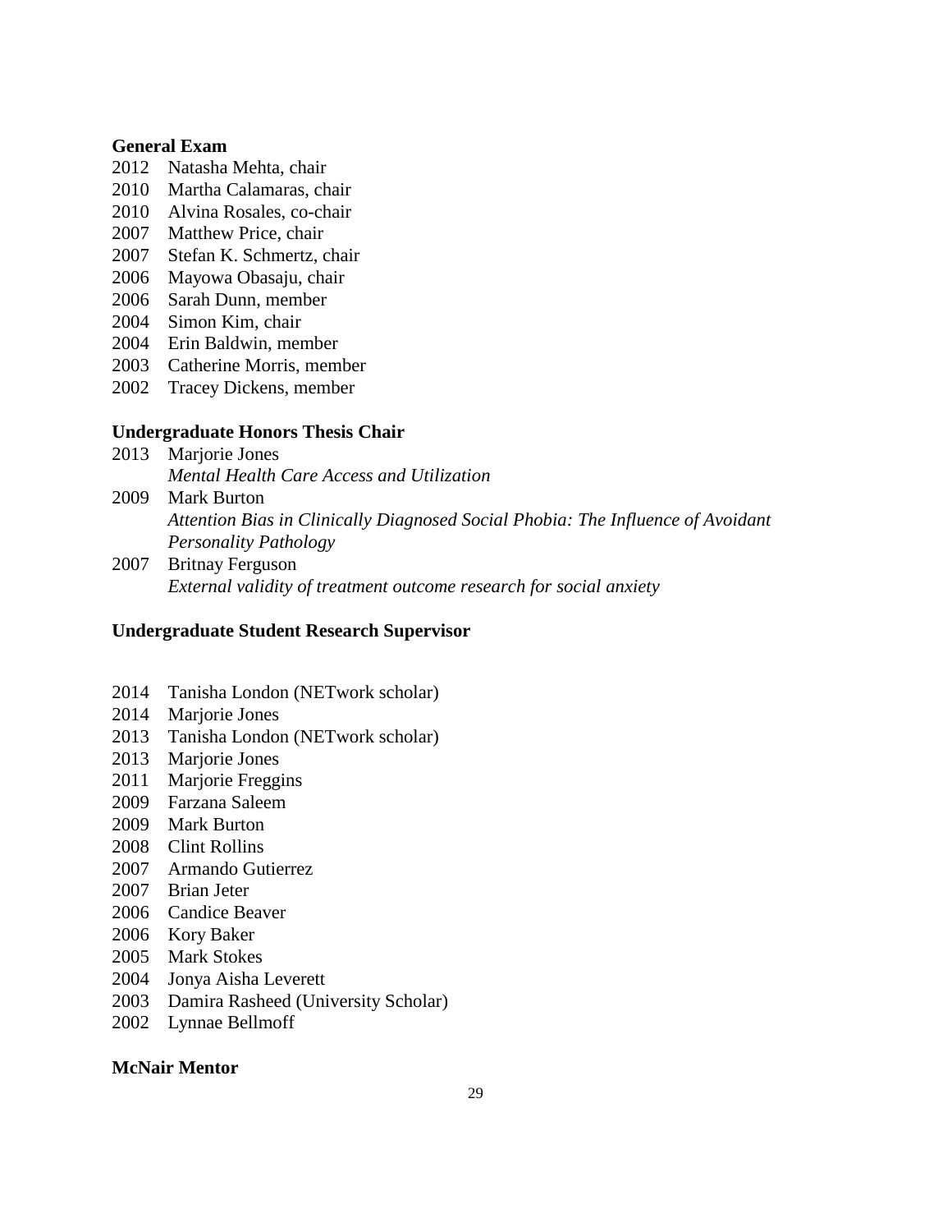**General Exam**

2012 Natasha Mehta, chair
2010 Martha Calamaras, chair
2010 Alvina Rosales, co-chair
2007 Matthew Price, chair
2007 Stefan K. Schmertz, chair
2006 Mayowa Obasaju, chair
2006 Sarah Dunn, member
2004 Simon Kim, chair
2004 Erin Baldwin, member
2003 Catherine Morris, member
2002 Tracey Dickens, member

**Undergraduate Honors Thesis Chair**

2013 Marjorie Jones
*Mental Health Care Access and Utilization*
2009 Mark Burton
*Attention Bias in Clinically Diagnosed Social Phobia: The Influence of Avoidant Personality Pathology*
2007 Britnay Ferguson
*External validity of treatment outcome research for social anxiety*

**Undergraduate Student Research Supervisor**

2014 Tanisha London (NETwork scholar)
2014 Marjorie Jones
2013 Tanisha London (NETwork scholar)
2013 Marjorie Jones
2011 Marjorie Freggins
2009 Farzana Saleem
2009 Mark Burton
2008 Clint Rollins
2007 Armando Gutierrez
2007 Brian Jeter
2006 Candice Beaver
2006 Kory Baker
2005 Mark Stokes
2004 Jonya Aisha Leverett
2003 Damira Rasheed (University Scholar)
2002 Lynnae Bellmoff

**McNair Mentor**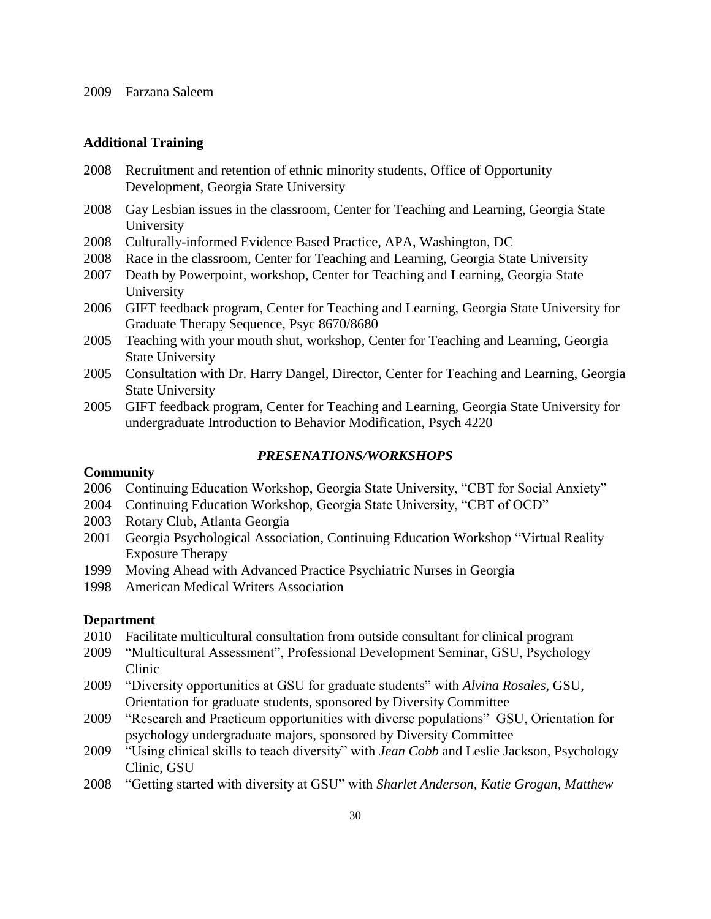2009 Farzana Saleem

**Additional Training**

2008 Recruitment and retention of ethnic minority students, Office of Opportunity Development, Georgia State University

2008 Gay Lesbian issues in the classroom, Center for Teaching and Learning, Georgia State University

2008 Culturally-informed Evidence Based Practice, APA, Washington, DC

2008 Race in the classroom, Center for Teaching and Learning, Georgia State University

2007 Death by Powerpoint, workshop, Center for Teaching and Learning, Georgia State University

2006 GIFT feedback program, Center for Teaching and Learning, Georgia State University for Graduate Therapy Sequence, Psyc 8670/8680

2005 Teaching with your mouth shut, workshop, Center for Teaching and Learning, Georgia State University

2005 Consultation with Dr. Harry Dangel, Director, Center for Teaching and Learning, Georgia State University

2005 GIFT feedback program, Center for Teaching and Learning, Georgia State University for undergraduate Introduction to Behavior Modification, Psych 4220

## *PRESENATIONS/WORKSHOPS*

**Community**

2006 Continuing Education Workshop, Georgia State University, "CBT for Social Anxiety"

2004 Continuing Education Workshop, Georgia State University, "CBT of OCD"

2003 Rotary Club, Atlanta Georgia

2001 Georgia Psychological Association, Continuing Education Workshop "Virtual Reality Exposure Therapy

1999 Moving Ahead with Advanced Practice Psychiatric Nurses in Georgia

1998 American Medical Writers Association

**Department**

2010 Facilitate multicultural consultation from outside consultant for clinical program

2009 "Multicultural Assessment", Professional Development Seminar, GSU, Psychology Clinic

2009 "Diversity opportunities at GSU for graduate students" with *Alvina Rosales*, GSU, Orientation for graduate students, sponsored by Diversity Committee

2009 "Research and Practicum opportunities with diverse populations" GSU, Orientation for psychology undergraduate majors, sponsored by Diversity Committee

2009 "Using clinical skills to teach diversity" with *Jean Cobb* and Leslie Jackson, Psychology Clinic, GSU

2008 "Getting started with diversity at GSU" with *Sharlet Anderson, Katie Grogan, Matthew*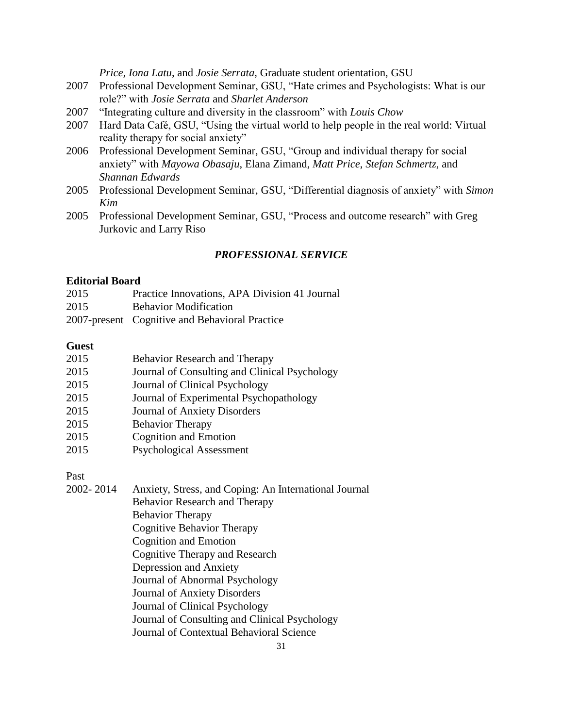*Price*, *Iona Latu*, and *Josie Serrata*, Graduate student orientation, GSU

- 2007 Professional Development Seminar, GSU, "Hate crimes and Psychologists: What is our role?" with *Josie Serrata* and *Sharlet Anderson*
- 2007 "Integrating culture and diversity in the classroom" with *Louis Chow*
- 2007 Hard Data Café, GSU, "Using the virtual world to help people in the real world: Virtual reality therapy for social anxiety"
- 2006 Professional Development Seminar, GSU, "Group and individual therapy for social anxiety" with *Mayowa Obasaju*, Elana Zimand, *Matt Price*, *Stefan Schmertz*, and *Shannan Edwards*
- 2005 Professional Development Seminar, GSU, "Differential diagnosis of anxiety" with *Simon Kim*
- 2005 Professional Development Seminar, GSU, "Process and outcome research" with Greg Jurkovic and Larry Riso

## *PROFESSIONAL SERVICE*

**Editorial Board**

- 2015 Practice Innovations, APA Division 41 Journal
- 2015 Behavior Modification
- 2007-present Cognitive and Behavioral Practice

**Guest**

- 2015 Behavior Research and Therapy
- 2015 Journal of Consulting and Clinical Psychology
- 2015 Journal of Clinical Psychology
- 2015 Journal of Experimental Psychopathology
- 2015 Journal of Anxiety Disorders
- 2015 Behavior Therapy
- 2015 Cognition and Emotion
- 2015 Psychological Assessment

Past

2002- 2014 Anxiety, Stress, and Coping: An International Journal
Behavior Research and Therapy
Behavior Therapy
Cognitive Behavior Therapy
Cognition and Emotion
Cognitive Therapy and Research
Depression and Anxiety
Journal of Abnormal Psychology
Journal of Anxiety Disorders
Journal of Clinical Psychology
Journal of Consulting and Clinical Psychology
Journal of Contextual Behavioral Science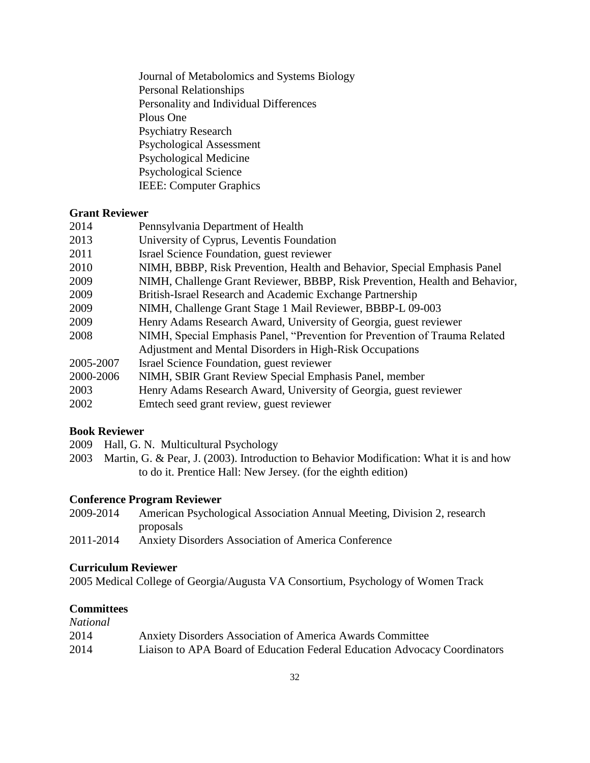Journal of Metabolomics and Systems Biology
Personal Relationships
Personality and Individual Differences
Plous One
Psychiatry Research
Psychological Assessment
Psychological Medicine
Psychological Science
IEEE: Computer Graphics

**Grant Reviewer**

2014 Pennsylvania Department of Health
2013 University of Cyprus, Leventis Foundation
2011 Israel Science Foundation, guest reviewer
2010 NIMH, BBBP, Risk Prevention, Health and Behavior, Special Emphasis Panel
2009 NIMH, Challenge Grant Reviewer, BBBP, Risk Prevention, Health and Behavior,
2009 British-Israel Research and Academic Exchange Partnership
2009 NIMH, Challenge Grant Stage 1 Mail Reviewer, BBBP-L 09-003
2009 Henry Adams Research Award, University of Georgia, guest reviewer
2008 NIMH, Special Emphasis Panel, "Prevention for Prevention of Trauma Related Adjustment and Mental Disorders in High-Risk Occupations
2005-2007 Israel Science Foundation, guest reviewer
2000-2006 NIMH, SBIR Grant Review Special Emphasis Panel, member
2003 Henry Adams Research Award, University of Georgia, guest reviewer
2002 Emtech seed grant review, guest reviewer

**Book Reviewer**

2009 Hall, G. N. Multicultural Psychology
2003 Martin, G. & Pear, J. (2003). Introduction to Behavior Modification: What it is and how to do it. Prentice Hall: New Jersey. (for the eighth edition)

**Conference Program Reviewer**

2009-2014 American Psychological Association Annual Meeting, Division 2, research proposals
2011-2014 Anxiety Disorders Association of America Conference

**Curriculum Reviewer**

2005 Medical College of Georgia/Augusta VA Consortium, Psychology of Women Track

**Committees**

*National*

2014 Anxiety Disorders Association of America Awards Committee
2014 Liaison to APA Board of Education Federal Education Advocacy Coordinators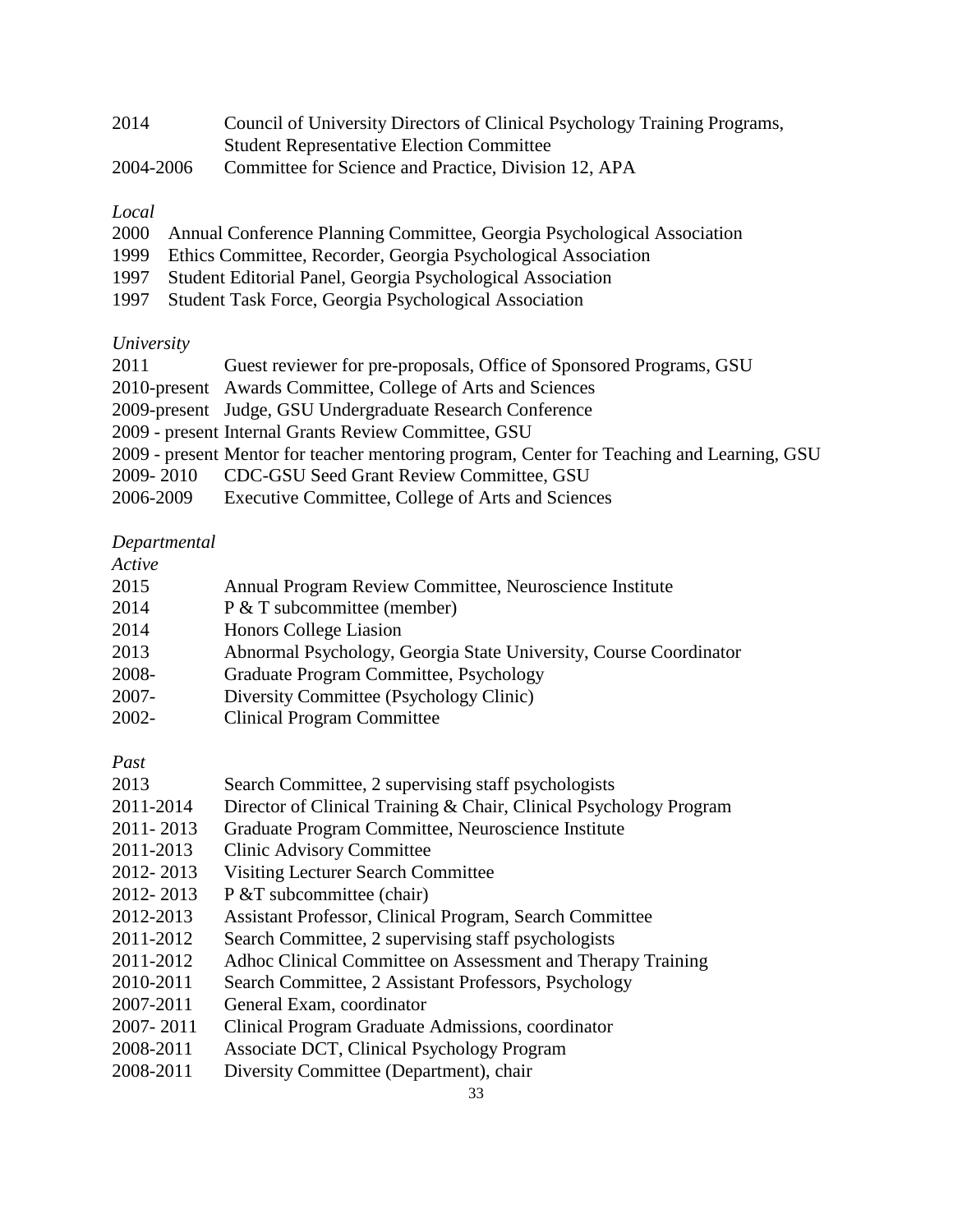2014 Council of University Directors of Clinical Psychology Training Programs, Student Representative Election Committee
2004-2006 Committee for Science and Practice, Division 12, APA

*Local*

2000 Annual Conference Planning Committee, Georgia Psychological Association
1999 Ethics Committee, Recorder, Georgia Psychological Association
1997 Student Editorial Panel, Georgia Psychological Association
1997 Student Task Force, Georgia Psychological Association

*University*

2011 Guest reviewer for pre-proposals, Office of Sponsored Programs, GSU
2010-present Awards Committee, College of Arts and Sciences
2009-present Judge, GSU Undergraduate Research Conference
2009 - present Internal Grants Review Committee, GSU
2009 - present Mentor for teacher mentoring program, Center for Teaching and Learning, GSU
2009- 2010 CDC-GSU Seed Grant Review Committee, GSU
2006-2009 Executive Committee, College of Arts and Sciences

*Departmental*

*Active*

2015 Annual Program Review Committee, Neuroscience Institute
2014 P & T subcommittee (member)
2014 Honors College Liasion
2013 Abnormal Psychology, Georgia State University, Course Coordinator
2008- Graduate Program Committee, Psychology
2007- Diversity Committee (Psychology Clinic)
2002- Clinical Program Committee

*Past*

2013 Search Committee, 2 supervising staff psychologists
2011-2014 Director of Clinical Training & Chair, Clinical Psychology Program
2011- 2013 Graduate Program Committee, Neuroscience Institute
2011-2013 Clinic Advisory Committee
2012- 2013 Visiting Lecturer Search Committee
2012- 2013 P &T subcommittee (chair)
2012-2013 Assistant Professor, Clinical Program, Search Committee
2011-2012 Search Committee, 2 supervising staff psychologists
2011-2012 Adhoc Clinical Committee on Assessment and Therapy Training
2010-2011 Search Committee, 2 Assistant Professors, Psychology
2007-2011 General Exam, coordinator
2007- 2011 Clinical Program Graduate Admissions, coordinator
2008-2011 Associate DCT, Clinical Psychology Program
2008-2011 Diversity Committee (Department), chair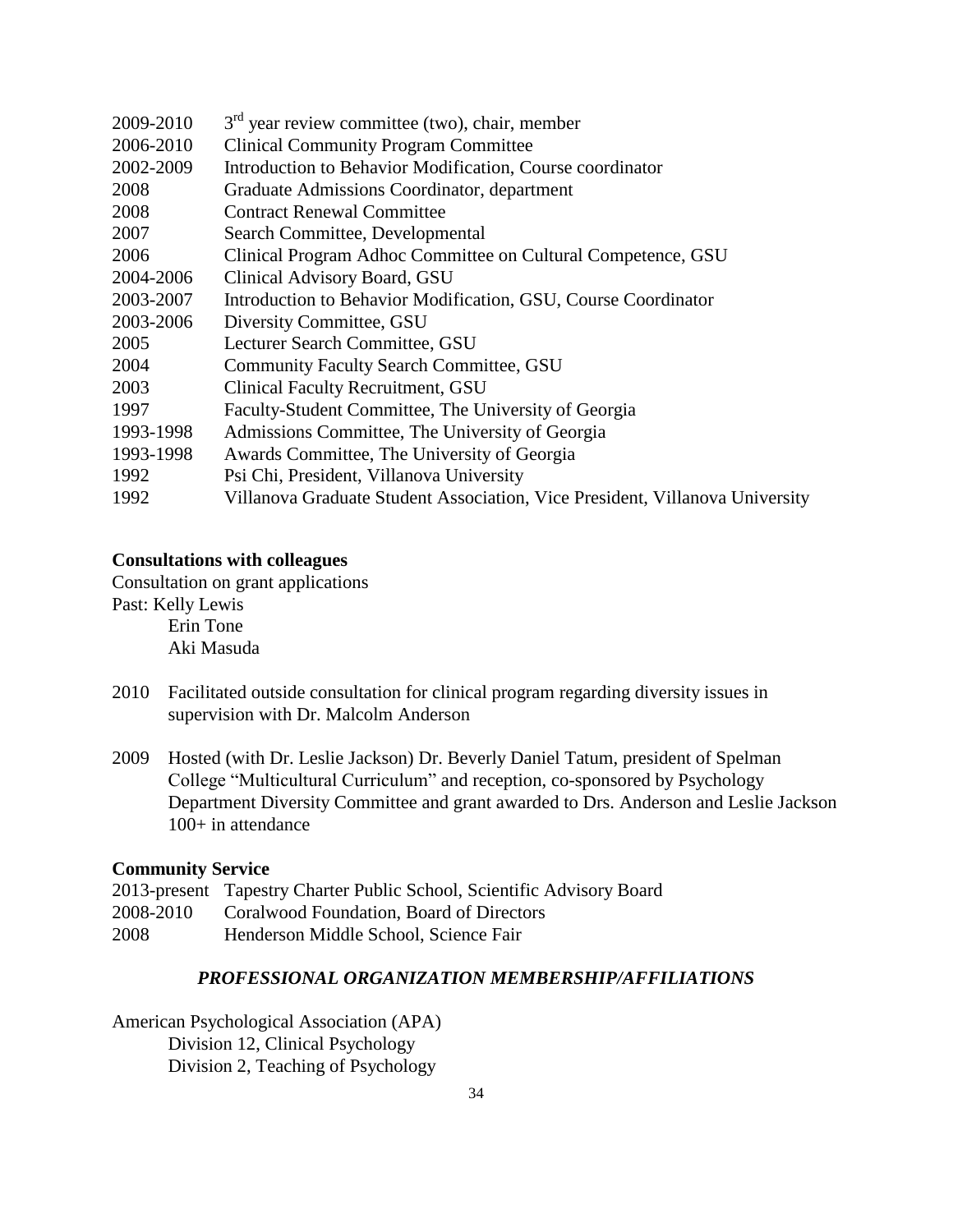2009-2010 3rd year review committee (two), chair, member
2006-2010 Clinical Community Program Committee
2002-2009 Introduction to Behavior Modification, Course coordinator
2008 Graduate Admissions Coordinator, department
2008 Contract Renewal Committee
2007 Search Committee, Developmental
2006 Clinical Program Adhoc Committee on Cultural Competence, GSU
2004-2006 Clinical Advisory Board, GSU
2003-2007 Introduction to Behavior Modification, GSU, Course Coordinator
2003-2006 Diversity Committee, GSU
2005 Lecturer Search Committee, GSU
2004 Community Faculty Search Committee, GSU
2003 Clinical Faculty Recruitment, GSU
1997 Faculty-Student Committee, The University of Georgia
1993-1998 Admissions Committee, The University of Georgia
1993-1998 Awards Committee, The University of Georgia
1992 Psi Chi, President, Villanova University
1992 Villanova Graduate Student Association, Vice President, Villanova University

**Consultations with colleagues**

Consultation on grant applications

Past: Kelly Lewis
 Erin Tone
 Aki Masuda

2010 Facilitated outside consultation for clinical program regarding diversity issues in supervision with Dr. Malcolm Anderson

2009 Hosted (with Dr. Leslie Jackson) Dr. Beverly Daniel Tatum, president of Spelman College "Multicultural Curriculum" and reception, co-sponsored by Psychology Department Diversity Committee and grant awarded to Drs. Anderson and Leslie Jackson 100+ in attendance

**Community Service**

2013-present Tapestry Charter Public School, Scientific Advisory Board
2008-2010 Coralwood Foundation, Board of Directors
2008 Henderson Middle School, Science Fair

## *PROFESSIONAL ORGANIZATION MEMBERSHIP/AFFILIATIONS*

American Psychological Association (APA)
 Division 12, Clinical Psychology
 Division 2, Teaching of Psychology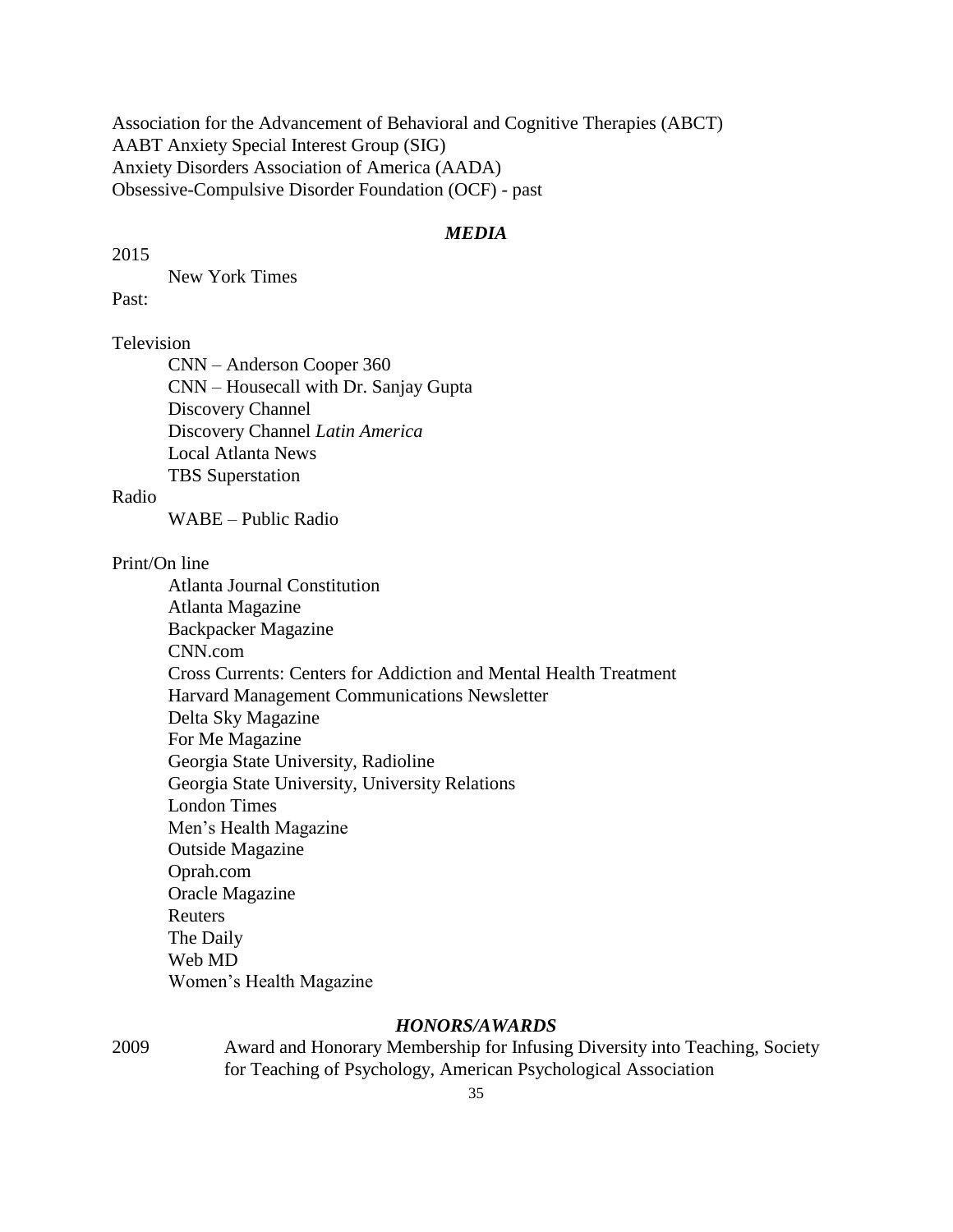Association for the Advancement of Behavioral and Cognitive Therapies (ABCT)
AABT Anxiety Special Interest Group (SIG)
Anxiety Disorders Association of America (AADA)
Obsessive-Compulsive Disorder Foundation (OCF) - past

## *MEDIA*

2015

- New York Times

Past:

Television

- CNN – Anderson Cooper 360
- CNN – Housecall with Dr. Sanjay Gupta
- Discovery Channel
- Discovery Channel *Latin America*
- Local Atlanta News
- TBS Superstation

Radio

- WABE – Public Radio

Print/On line

- Atlanta Journal Constitution
- Atlanta Magazine
- Backpacker Magazine
- CNN.com
- Cross Currents: Centers for Addiction and Mental Health Treatment
- Harvard Management Communications Newsletter
- Delta Sky Magazine
- For Me Magazine
- Georgia State University, Radioline
- Georgia State University, University Relations
- London Times
- Men's Health Magazine
- Outside Magazine
- Oprah.com
- Oracle Magazine
- Reuters
- The Daily
- Web MD
- Women's Health Magazine

## *HONORS/AWARDS*

2009 Award and Honorary Membership for Infusing Diversity into Teaching, Society for Teaching of Psychology, American Psychological Association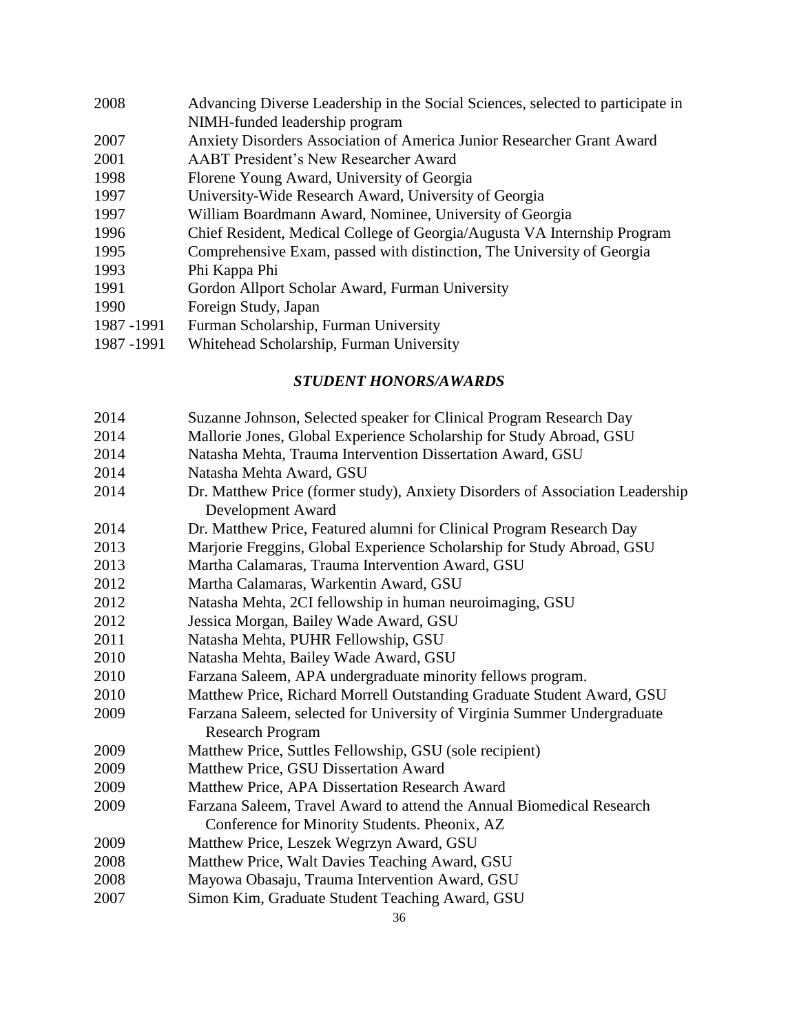2008 Advancing Diverse Leadership in the Social Sciences, selected to participate in NIMH-funded leadership program
2007 Anxiety Disorders Association of America Junior Researcher Grant Award
2001 AABT President's New Researcher Award
1998 Florene Young Award, University of Georgia
1997 University-Wide Research Award, University of Georgia
1997 William Boardmann Award, Nominee, University of Georgia
1996 Chief Resident, Medical College of Georgia/Augusta VA Internship Program
1995 Comprehensive Exam, passed with distinction, The University of Georgia
1993 Phi Kappa Phi
1991 Gordon Allport Scholar Award, Furman University
1990 Foreign Study, Japan
1987 -1991 Furman Scholarship, Furman University
1987 -1991 Whitehead Scholarship, Furman University

### *STUDENT HONORS/AWARDS*

2014 Suzanne Johnson, Selected speaker for Clinical Program Research Day
2014 Mallorie Jones, Global Experience Scholarship for Study Abroad, GSU
2014 Natasha Mehta, Trauma Intervention Dissertation Award, GSU
2014 Natasha Mehta Award, GSU
2014 Dr. Matthew Price (former study), Anxiety Disorders of Association Leadership Development Award
2014 Dr. Matthew Price, Featured alumni for Clinical Program Research Day
2013 Marjorie Freggins, Global Experience Scholarship for Study Abroad, GSU
2013 Martha Calamaras, Trauma Intervention Award, GSU
2012 Martha Calamaras, Warkentin Award, GSU
2012 Natasha Mehta, 2CI fellowship in human neuroimaging, GSU
2012 Jessica Morgan, Bailey Wade Award, GSU
2011 Natasha Mehta, PUHR Fellowship, GSU
2010 Natasha Mehta, Bailey Wade Award, GSU
2010 Farzana Saleem, APA undergraduate minority fellows program.
2010 Matthew Price, Richard Morrell Outstanding Graduate Student Award, GSU
2009 Farzana Saleem, selected for University of Virginia Summer Undergraduate Research Program
2009 Matthew Price, Suttles Fellowship, GSU (sole recipient)
2009 Matthew Price, GSU Dissertation Award
2009 Matthew Price, APA Dissertation Research Award
2009 Farzana Saleem, Travel Award to attend the Annual Biomedical Research Conference for Minority Students. Pheonix, AZ
2009 Matthew Price, Leszek Wegrzyn Award, GSU
2008 Matthew Price, Walt Davies Teaching Award, GSU
2008 Mayowa Obasaju, Trauma Intervention Award, GSU
2007 Simon Kim, Graduate Student Teaching Award, GSU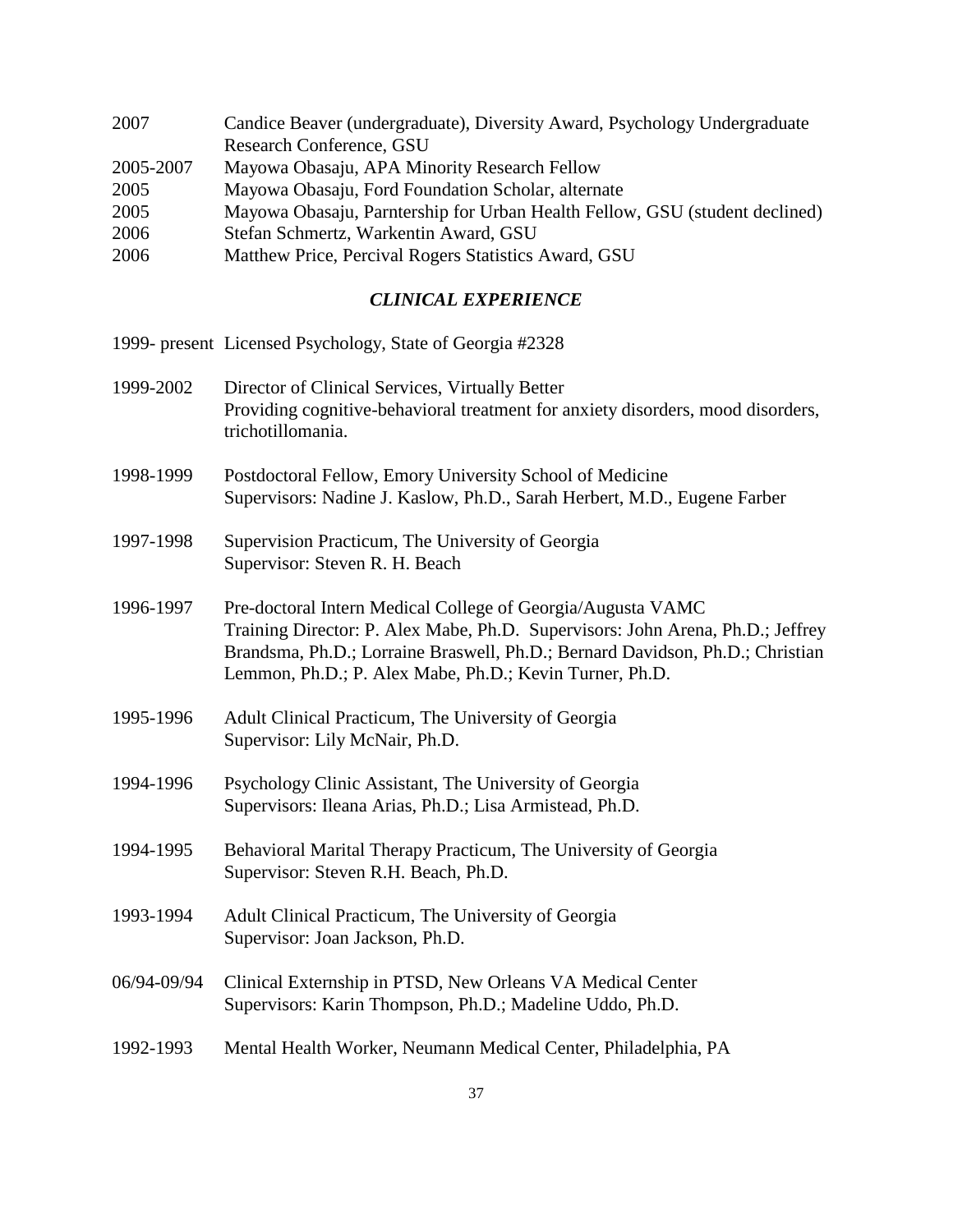2007 Candice Beaver (undergraduate), Diversity Award, Psychology Undergraduate Research Conference, GSU

2005-2007 Mayowa Obasaju, APA Minority Research Fellow

2005 Mayowa Obasaju, Ford Foundation Scholar, alternate

2005 Mayowa Obasaju, Parntership for Urban Health Fellow, GSU (student declined)

2006 Stefan Schmertz, Warkentin Award, GSU

2006 Matthew Price, Percival Rogers Statistics Award, GSU

## *CLINICAL EXPERIENCE*

1999- present Licensed Psychology, State of Georgia #2328

1999-2002 Director of Clinical Services, Virtually Better
Providing cognitive-behavioral treatment for anxiety disorders, mood disorders, trichotillomania.

1998-1999 Postdoctoral Fellow, Emory University School of Medicine
Supervisors: Nadine J. Kaslow, Ph.D., Sarah Herbert, M.D., Eugene Farber

1997-1998 Supervision Practicum, The University of Georgia
Supervisor: Steven R. H. Beach

1996-1997 Pre-doctoral Intern Medical College of Georgia/Augusta VAMC
Training Director: P. Alex Mabe, Ph.D. Supervisors: John Arena, Ph.D.; Jeffrey Brandsma, Ph.D.; Lorraine Braswell, Ph.D.; Bernard Davidson, Ph.D.; Christian Lemmon, Ph.D.; P. Alex Mabe, Ph.D.; Kevin Turner, Ph.D.

1995-1996 Adult Clinical Practicum, The University of Georgia
Supervisor: Lily McNair, Ph.D.

1994-1996 Psychology Clinic Assistant, The University of Georgia
Supervisors: Ileana Arias, Ph.D.; Lisa Armistead, Ph.D.

1994-1995 Behavioral Marital Therapy Practicum, The University of Georgia
Supervisor: Steven R.H. Beach, Ph.D.

1993-1994 Adult Clinical Practicum, The University of Georgia
Supervisor: Joan Jackson, Ph.D.

06/94-09/94 Clinical Externship in PTSD, New Orleans VA Medical Center
Supervisors: Karin Thompson, Ph.D.; Madeline Uddo, Ph.D.

1992-1993 Mental Health Worker, Neumann Medical Center, Philadelphia, PA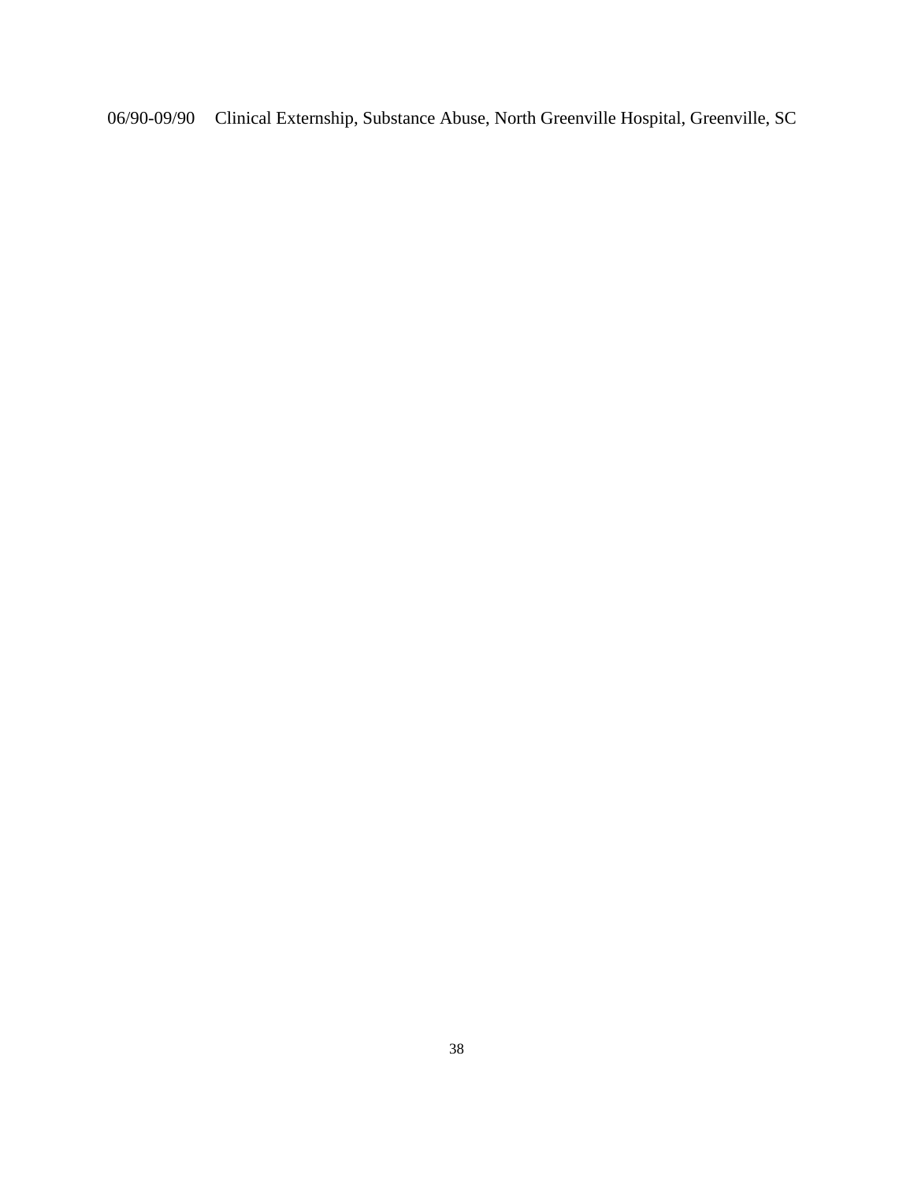06/90-09/90 Clinical Externship, Substance Abuse, North Greenville Hospital, Greenville, SC